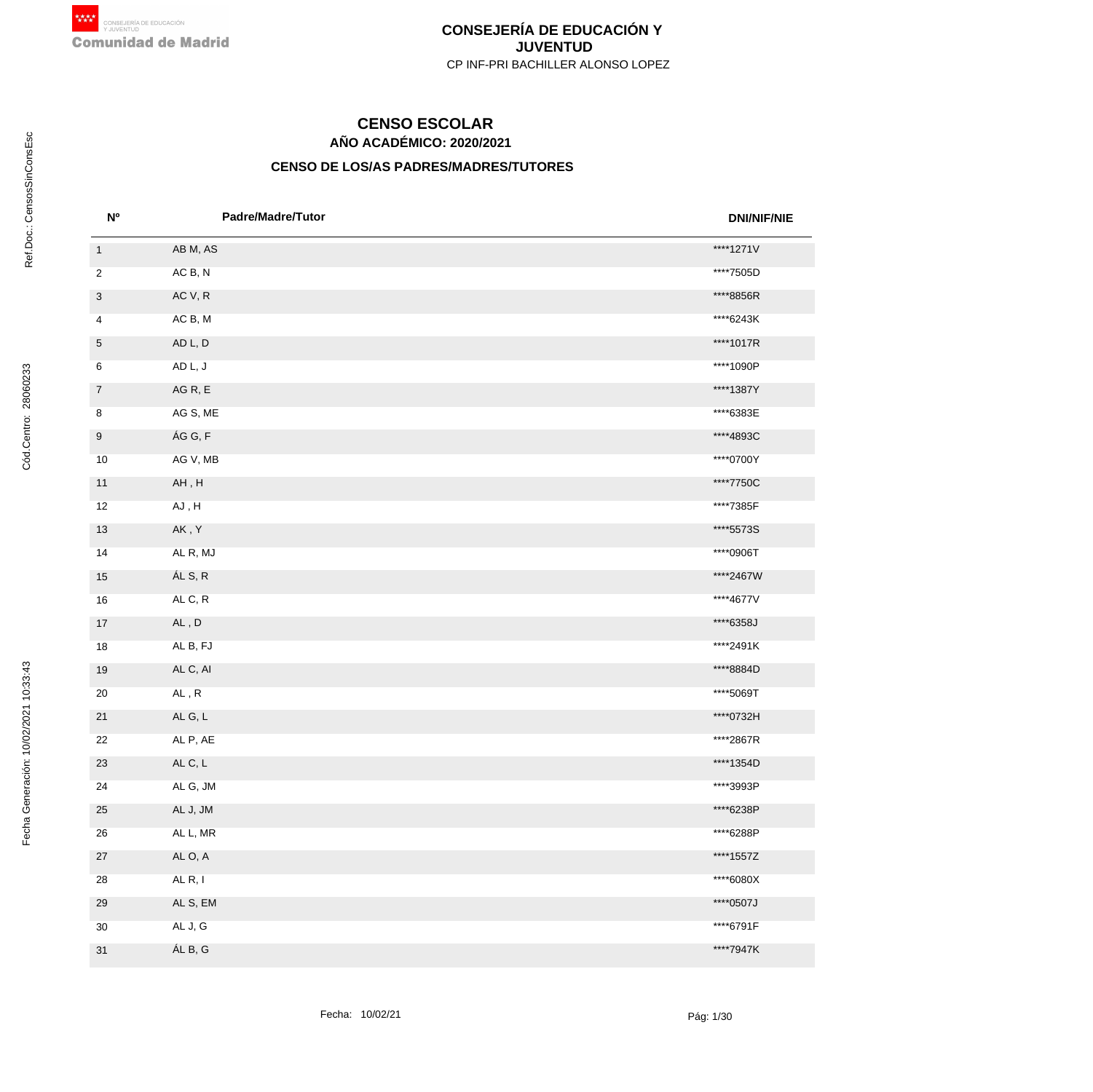CONSEJERÍA DE EDUCACIÓN Y JUVENTUD
Comunidad de Madrid

**CONSEJERÍA DE EDUCACIÓN Y JUVENTUD**

CP INF-PRI BACHILLER ALONSO LOPEZ

Ref.Doc.: CensosSinConsEsc

Cód.Centro: 28060233

Fecha Generación: 10/02/2021 10:33:43

# CENSO ESCOLAR

## AÑO ACADÉMICO: 2020/2021

### CENSO DE LOS/AS PADRES/MADRES/TUTORES

| Nº | Padre/Madre/Tutor | DNI/NIF/NIE |
|---|---|---|
| 1 | AB M, AS | ****1271V |
| 2 | AC B, N | ****7505D |
| 3 | AC V, R | ****8856R |
| 4 | AC B, M | ****6243K |
| 5 | AD L, D | ****1017R |
| 6 | AD L, J | ****1090P |
| 7 | AG R, E | ****1387Y |
| 8 | AG S, ME | ****6383E |
| 9 | ÁG G, F | ****4893C |
| 10 | AG V, MB | ****0700Y |
| 11 | AH , H | ****7750C |
| 12 | AJ , H | ****7385F |
| 13 | AK , Y | ****5573S |
| 14 | AL R, MJ | ****0906T |
| 15 | ÁL S, R | ****2467W |
| 16 | AL C, R | ****4677V |
| 17 | AL , D | ****6358J |
| 18 | AL B, FJ | ****2491K |
| 19 | AL C, AI | ****8884D |
| 20 | AL , R | ****5069T |
| 21 | AL G, L | ****0732H |
| 22 | AL P, AE | ****2867R |
| 23 | AL C, L | ****1354D |
| 24 | AL G, JM | ****3993P |
| 25 | AL J, JM | ****6238P |
| 26 | AL L, MR | ****6288P |
| 27 | AL O, A | ****1557Z |
| 28 | AL R, I | ****6080X |
| 29 | AL S, EM | ****0507J |
| 30 | AL J, G | ****6791F |
| 31 | ÁL B, G | ****7947K |

Fecha: 10/02/21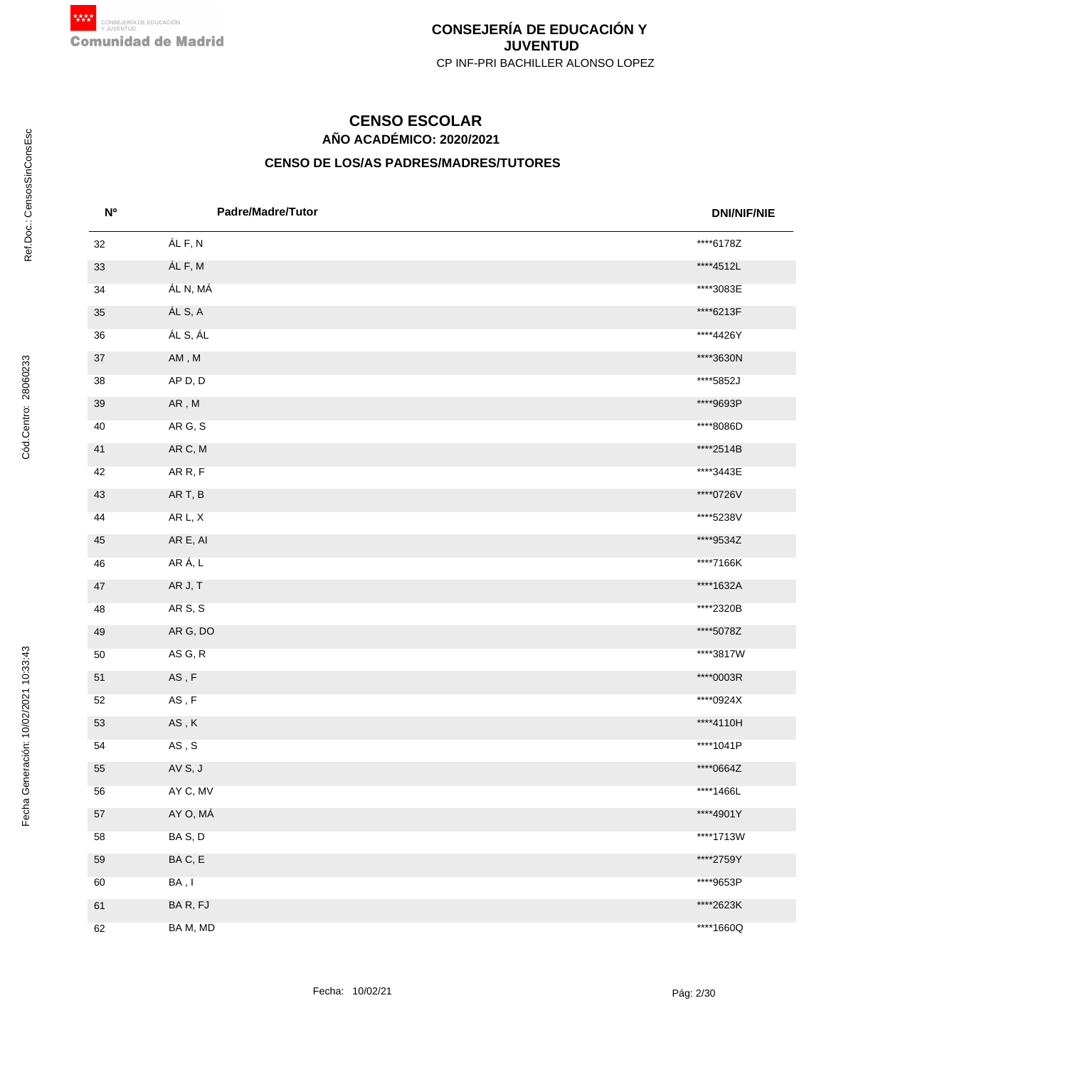# CONSEJERÍA DE EDUCACIÓN Y JUVENTUD

CP INF-PRI BACHILLER ALONSO LOPEZ

## CENSO ESCOLAR

### AÑO ACADÉMICO: 2020/2021

### CENSO DE LOS/AS PADRES/MADRES/TUTORES

| Nº | Padre/Madre/Tutor | DNI/NIF/NIE |
|---|---|---|
| 32 | ÁL F, N | ****6178Z |
| 33 | ÁL F, M | ****4512L |
| 34 | ÁL N, MÁ | ****3083E |
| 35 | ÁL S, A | ****6213F |
| 36 | ÁL S, ÁL | ****4426Y |
| 37 | AM , M | ****3630N |
| 38 | AP D, D | ****5852J |
| 39 | AR , M | ****9693P |
| 40 | AR G, S | ****8086D |
| 41 | AR C, M | ****2514B |
| 42 | AR R, F | ****3443E |
| 43 | AR T, B | ****0726V |
| 44 | AR L, X | ****5238V |
| 45 | AR E, AI | ****9534Z |
| 46 | AR Á, L | ****7166K |
| 47 | AR J, T | ****1632A |
| 48 | AR S, S | ****2320B |
| 49 | AR G, DO | ****5078Z |
| 50 | AS G, R | ****3817W |
| 51 | AS , F | ****0003R |
| 52 | AS , F | ****0924X |
| 53 | AS , K | ****4110H |
| 54 | AS , S | ****1041P |
| 55 | AV S, J | ****0664Z |
| 56 | AY C, MV | ****1466L |
| 57 | AY O, MÁ | ****4901Y |
| 58 | BA S, D | ****1713W |
| 59 | BA C, E | ****2759Y |
| 60 | BA , I | ****9653P |
| 61 | BA R, FJ | ****2623K |
| 62 | BA M, MD | ****1660Q |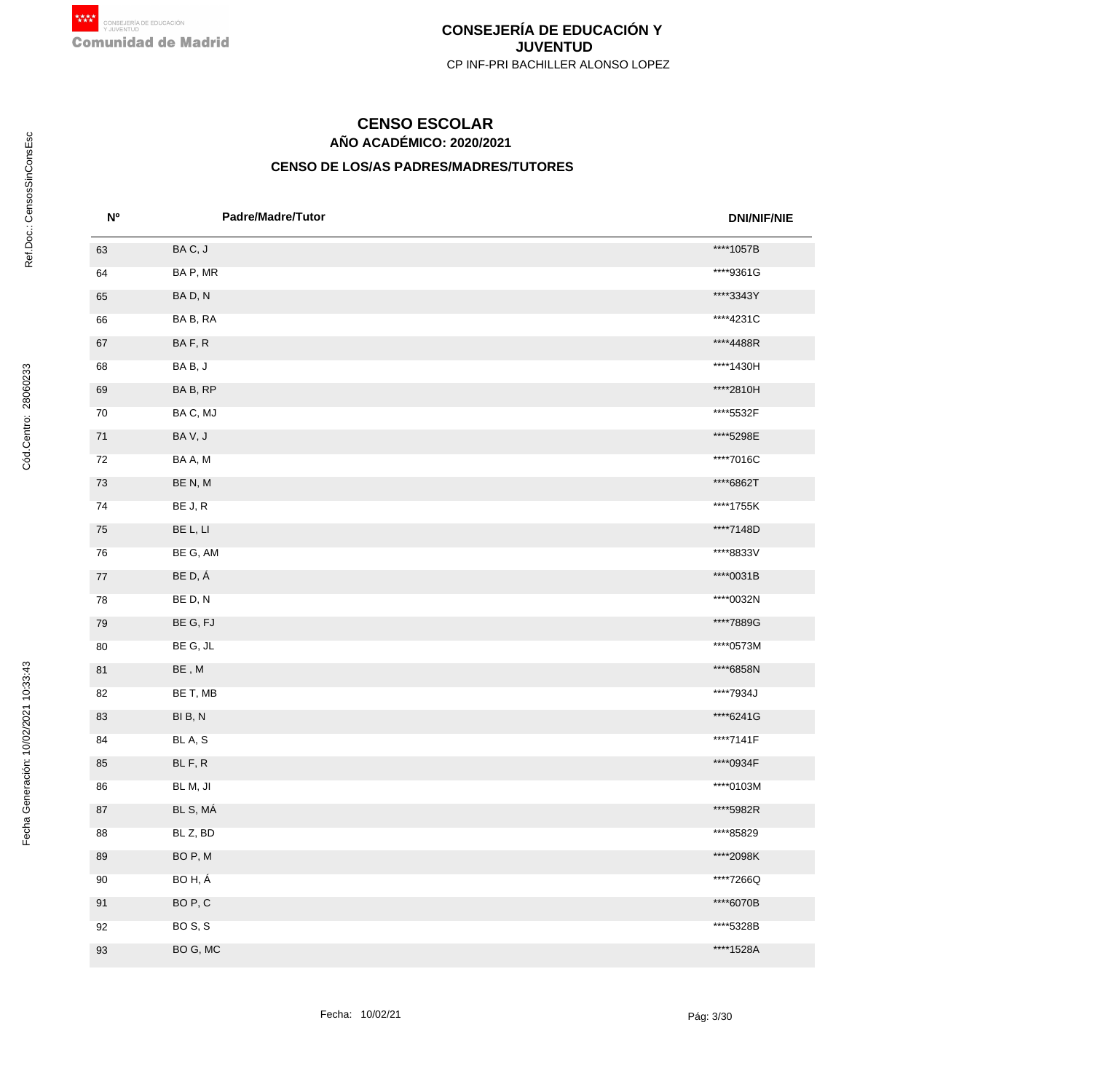# CONSEJERÍA DE EDUCACIÓN Y JUVENTUD

CP INF-PRI BACHILLER ALONSO LOPEZ

## CENSO ESCOLAR

### AÑO ACADÉMICO: 2020/2021

### CENSO DE LOS/AS PADRES/MADRES/TUTORES

| Nº | Padre/Madre/Tutor | DNI/NIF/NIE |
|---|---|---|
| 63 | BA C, J | ****1057B |
| 64 | BA P, MR | ****9361G |
| 65 | BA D, N | ****3343Y |
| 66 | BA B, RA | ****4231C |
| 67 | BA F, R | ****4488R |
| 68 | BA B, J | ****1430H |
| 69 | BA B, RP | ****2810H |
| 70 | BA C, MJ | ****5532F |
| 71 | BA V, J | ****5298E |
| 72 | BA A, M | ****7016C |
| 73 | BE N, M | ****6862T |
| 74 | BE J, R | ****1755K |
| 75 | BE L, LI | ****7148D |
| 76 | BE G, AM | ****8833V |
| 77 | BE D, Á | ****0031B |
| 78 | BE D, N | ****0032N |
| 79 | BE G, FJ | ****7889G |
| 80 | BE G, JL | ****0573M |
| 81 | BE , M | ****6858N |
| 82 | BE T, MB | ****7934J |
| 83 | BI B, N | ****6241G |
| 84 | BL A, S | ****7141F |
| 85 | BL F, R | ****0934F |
| 86 | BL M, JI | ****0103M |
| 87 | BL S, MÁ | ****5982R |
| 88 | BL Z, BD | ****85829 |
| 89 | BO P, M | ****2098K |
| 90 | BO H, Á | ****7266Q |
| 91 | BO P, C | ****6070B |
| 92 | BO S, S | ****5328B |
| 93 | BO G, MC | ****1528A |

Fecha: 10/02/21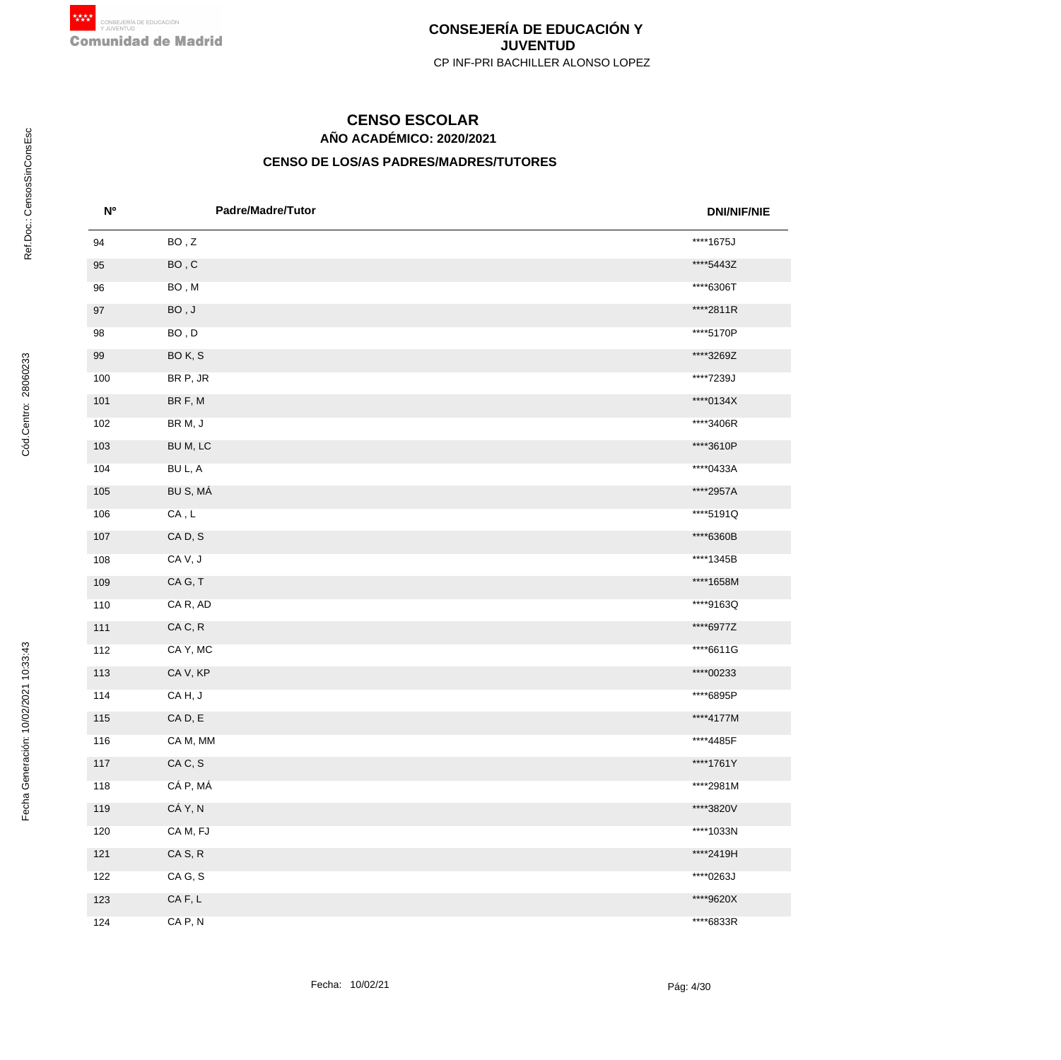**CONSEJERÍA DE EDUCACIÓN Y JUVENTUD**

CP INF-PRI BACHILLER ALONSO LOPEZ

Ref.Doc.: CensosSinConsEsc

Cód.Centro: 28060233

Fecha Generación: 10/02/2021 10:33:43

# CENSO ESCOLAR

## AÑO ACADÉMICO: 2020/2021

### CENSO DE LOS/AS PADRES/MADRES/TUTORES

| Nº | Padre/Madre/Tutor | DNI/NIF/NIE |
|---|---|---|
| 94 | BO , Z | ****1675J |
| 95 | BO , C | ****5443Z |
| 96 | BO , M | ****6306T |
| 97 | BO , J | ****2811R |
| 98 | BO , D | ****5170P |
| 99 | BO K, S | ****3269Z |
| 100 | BR P, JR | ****7239J |
| 101 | BR F, M | ****0134X |
| 102 | BR M, J | ****3406R |
| 103 | BU M, LC | ****3610P |
| 104 | BU L, A | ****0433A |
| 105 | BU S, MÁ | ****2957A |
| 106 | CA , L | ****5191Q |
| 107 | CA D, S | ****6360B |
| 108 | CA V, J | ****1345B |
| 109 | CA G, T | ****1658M |
| 110 | CA R, AD | ****9163Q |
| 111 | CA C, R | ****6977Z |
| 112 | CA Y, MC | ****6611G |
| 113 | CA V, KP | ****00233 |
| 114 | CA H, J | ****6895P |
| 115 | CA D, E | ****4177M |
| 116 | CA M, MM | ****4485F |
| 117 | CA C, S | ****1761Y |
| 118 | CÁ P, MÁ | ****2981M |
| 119 | CÁ Y, N | ****3820V |
| 120 | CA M, FJ | ****1033N |
| 121 | CA S, R | ****2419H |
| 122 | CA G, S | ****0263J |
| 123 | CA F, L | ****9620X |
| 124 | CA P, N | ****6833R |

Fecha: 10/02/21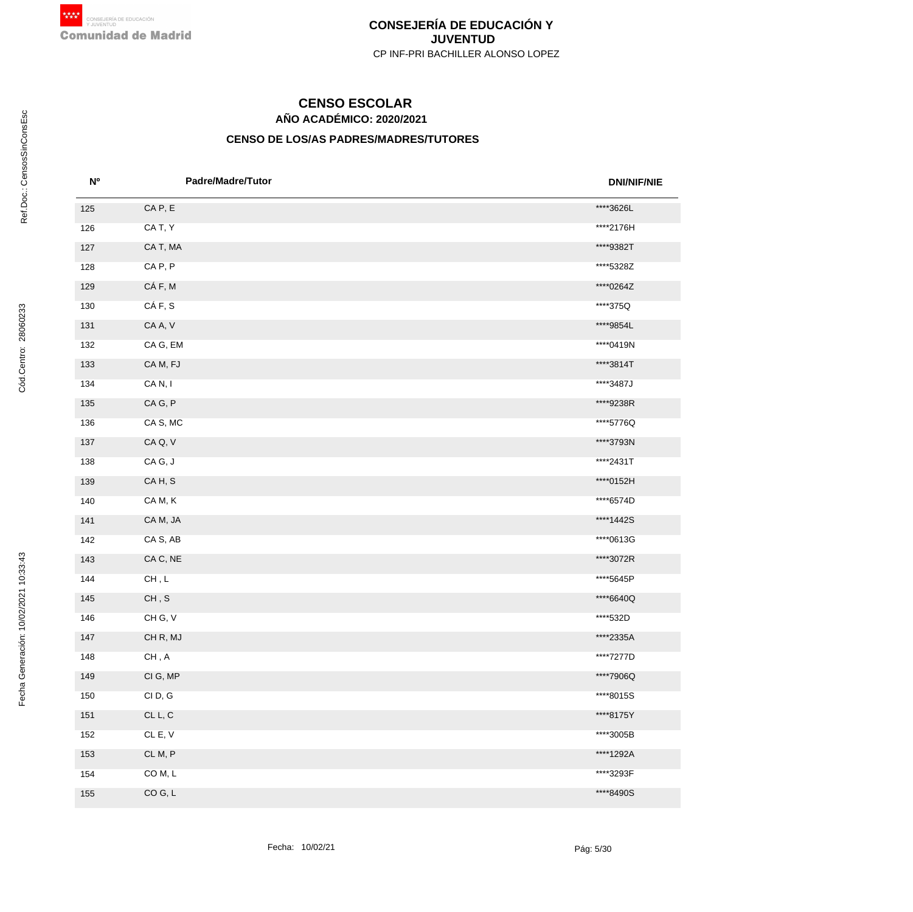# CONSEJERÍA DE EDUCACIÓN Y JUVENTUD

CP INF-PRI BACHILLER ALONSO LOPEZ

## CENSO ESCOLAR

### AÑO ACADÉMICO: 2020/2021

### CENSO DE LOS/AS PADRES/MADRES/TUTORES

| Nº | Padre/Madre/Tutor | DNI/NIF/NIE |
|---|---|---|
| 125 | CA P, E | ****3626L |
| 126 | CA T, Y | ****2176H |
| 127 | CA T, MA | ****9382T |
| 128 | CA P, P | ****5328Z |
| 129 | CÁ F, M | ****0264Z |
| 130 | CÁ F, S | ****375Q |
| 131 | CA A, V | ****9854L |
| 132 | CA G, EM | ****0419N |
| 133 | CA M, FJ | ****3814T |
| 134 | CA N, I | ****3487J |
| 135 | CA G, P | ****9238R |
| 136 | CA S, MC | ****5776Q |
| 137 | CA Q, V | ****3793N |
| 138 | CA G, J | ****2431T |
| 139 | CA H, S | ****0152H |
| 140 | CA M, K | ****6574D |
| 141 | CA M, JA | ****1442S |
| 142 | CA S, AB | ****0613G |
| 143 | CA C, NE | ****3072R |
| 144 | CH , L | ****5645P |
| 145 | CH , S | ****6640Q |
| 146 | CH G, V | ****532D |
| 147 | CH R, MJ | ****2335A |
| 148 | CH , A | ****7277D |
| 149 | CI G, MP | ****7906Q |
| 150 | CI D, G | ****8015S |
| 151 | CL L, C | ****8175Y |
| 152 | CL E, V | ****3005B |
| 153 | CL M, P | ****1292A |
| 154 | CO M, L | ****3293F |
| 155 | CO G, L | ****8490S |

Fecha: 10/02/21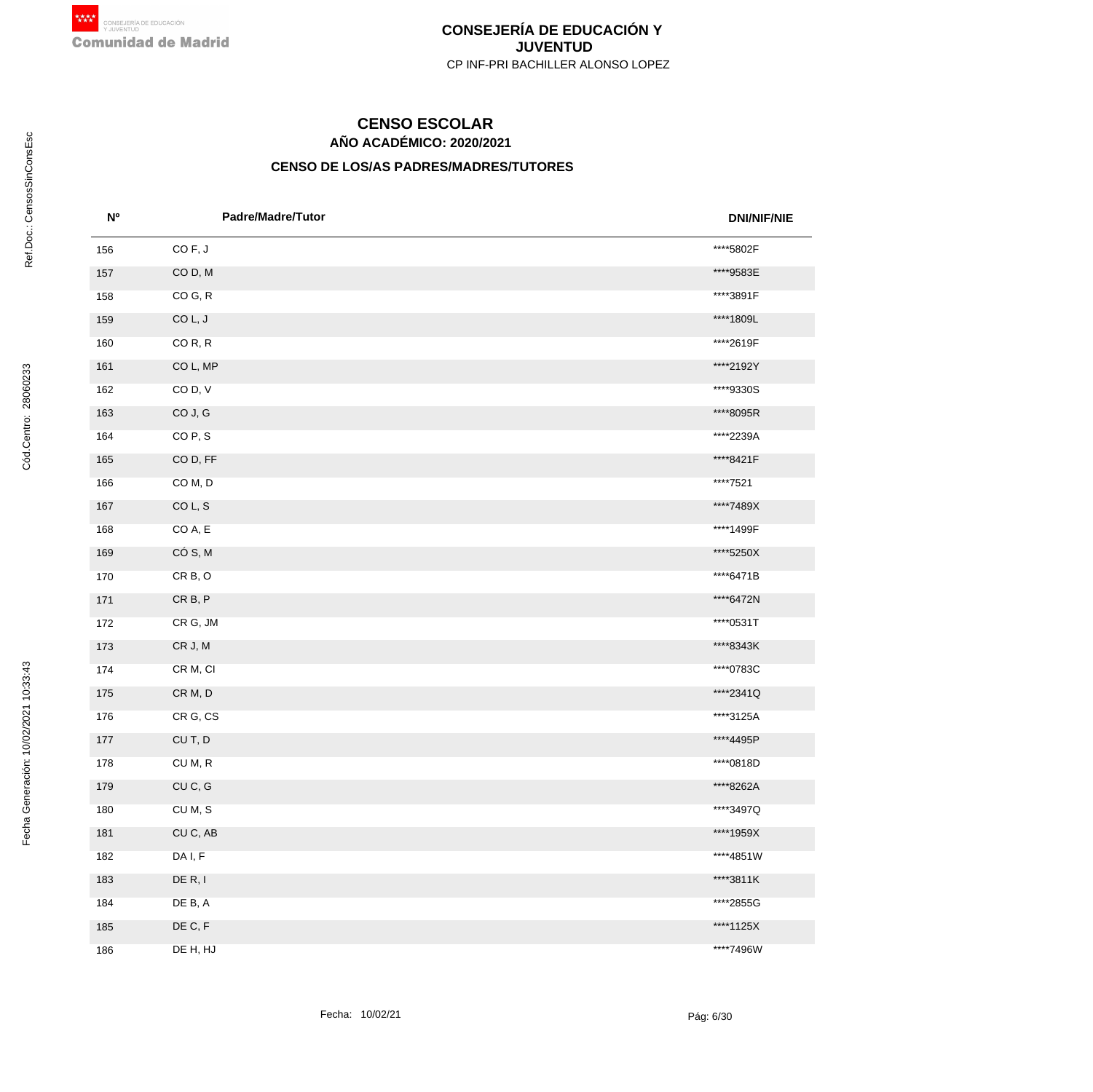# CONSEJERÍA DE EDUCACIÓN Y JUVENTUD

CP INF-PRI BACHILLER ALONSO LOPEZ

## CENSO ESCOLAR

### AÑO ACADÉMICO: 2020/2021

### CENSO DE LOS/AS PADRES/MADRES/TUTORES

| Nº | Padre/Madre/Tutor | DNI/NIF/NIE |
|---|---|---|
| 156 | CO F, J | ****5802F |
| 157 | CO D, M | ****9583E |
| 158 | CO G, R | ****3891F |
| 159 | CO L, J | ****1809L |
| 160 | CO R, R | ****2619F |
| 161 | CO L, MP | ****2192Y |
| 162 | CO D, V | ****9330S |
| 163 | CO J, G | ****8095R |
| 164 | CO P, S | ****2239A |
| 165 | CO D, FF | ****8421F |
| 166 | CO M, D | ****7521 |
| 167 | CO L, S | ****7489X |
| 168 | CO A, E | ****1499F |
| 169 | CÓ S, M | ****5250X |
| 170 | CR B, O | ****6471B |
| 171 | CR B, P | ****6472N |
| 172 | CR G, JM | ****0531T |
| 173 | CR J, M | ****8343K |
| 174 | CR M, CI | ****0783C |
| 175 | CR M, D | ****2341Q |
| 176 | CR G, CS | ****3125A |
| 177 | CU T, D | ****4495P |
| 178 | CU M, R | ****0818D |
| 179 | CU C, G | ****8262A |
| 180 | CU M, S | ****3497Q |
| 181 | CU C, AB | ****1959X |
| 182 | DA I, F | ****4851W |
| 183 | DE R, I | ****3811K |
| 184 | DE B, A | ****2855G |
| 185 | DE C, F | ****1125X |
| 186 | DE H, HJ | ****7496W |

Fecha: 10/02/21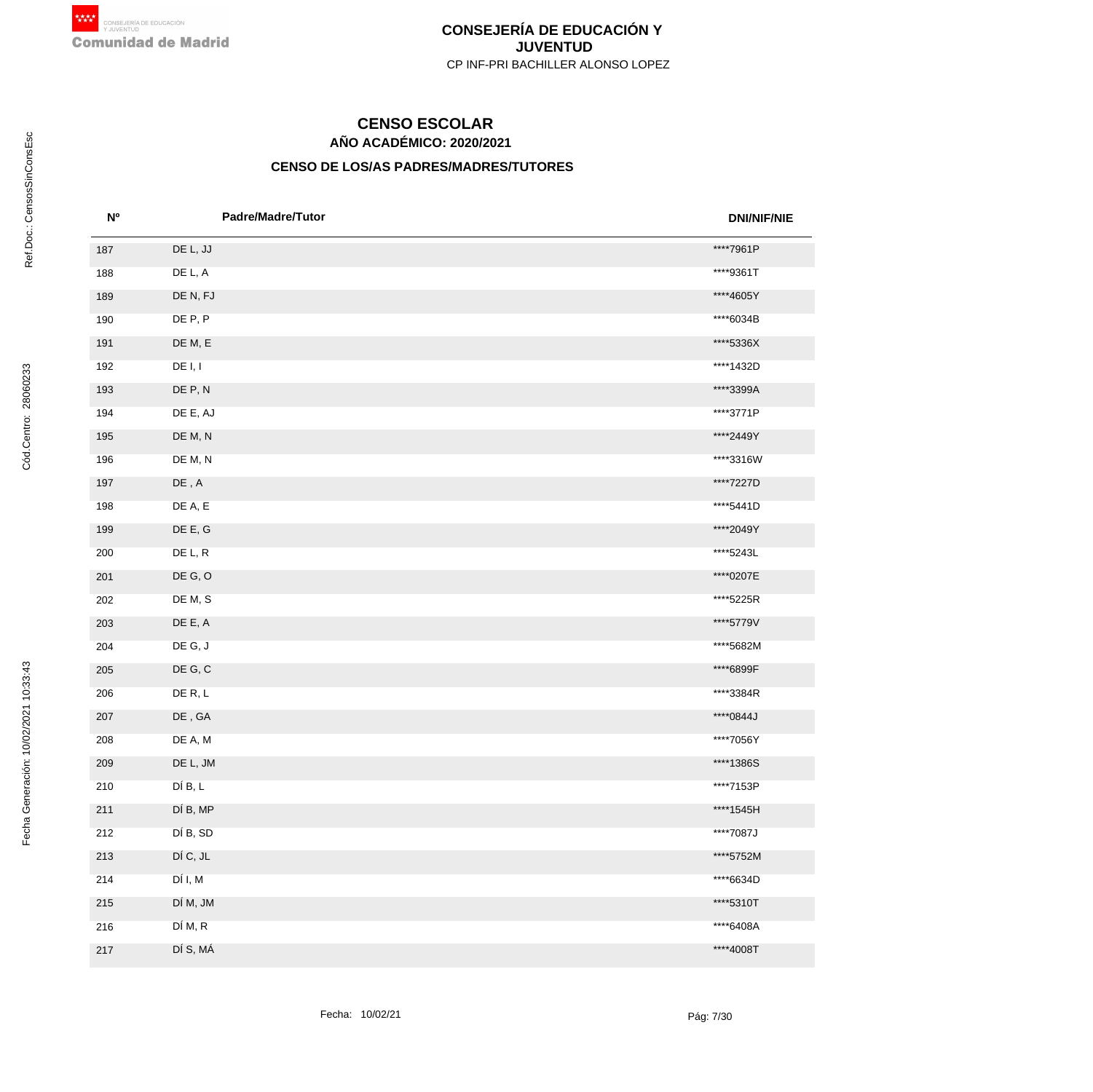# CONSEJERÍA DE EDUCACIÓN Y JUVENTUD

CP INF-PRI BACHILLER ALONSO LOPEZ

## CENSO ESCOLAR

### AÑO ACADÉMICO: 2020/2021

### CENSO DE LOS/AS PADRES/MADRES/TUTORES

| Nº | Padre/Madre/Tutor | DNI/NIF/NIE |
|---|---|---|
| 187 | DE L, JJ | ****7961P |
| 188 | DE L, A | ****9361T |
| 189 | DE N, FJ | ****4605Y |
| 190 | DE P, P | ****6034B |
| 191 | DE M, E | ****5336X |
| 192 | DE I, I | ****1432D |
| 193 | DE P, N | ****3399A |
| 194 | DE E, AJ | ****3771P |
| 195 | DE M, N | ****2449Y |
| 196 | DE M, N | ****3316W |
| 197 | DE , A | ****7227D |
| 198 | DE A, E | ****5441D |
| 199 | DE E, G | ****2049Y |
| 200 | DE L, R | ****5243L |
| 201 | DE G, O | ****0207E |
| 202 | DE M, S | ****5225R |
| 203 | DE E, A | ****5779V |
| 204 | DE G, J | ****5682M |
| 205 | DE G, C | ****6899F |
| 206 | DE R, L | ****3384R |
| 207 | DE , GA | ****0844J |
| 208 | DE A, M | ****7056Y |
| 209 | DE L, JM | ****1386S |
| 210 | DÍ B, L | ****7153P |
| 211 | DÍ B, MP | ****1545H |
| 212 | DÍ B, SD | ****7087J |
| 213 | DÍ C, JL | ****5752M |
| 214 | DÍ I, M | ****6634D |
| 215 | DÍ M, JM | ****5310T |
| 216 | DÍ M, R | ****6408A |
| 217 | DÍ S, MÁ | ****4008T |

Fecha: 10/02/21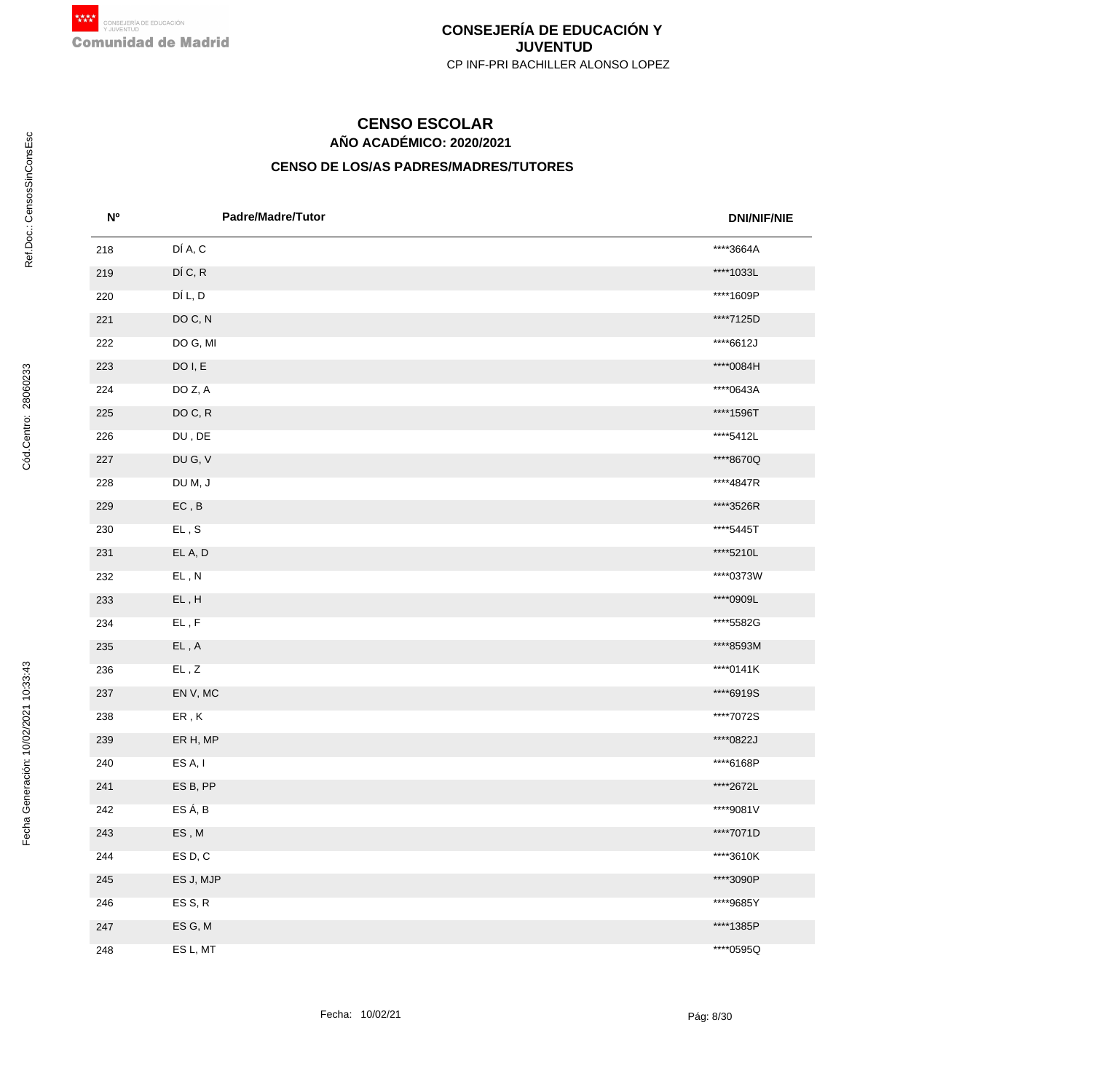# CONSEJERÍA DE EDUCACIÓN Y JUVENTUD

CP INF-PRI BACHILLER ALONSO LOPEZ

## CENSO ESCOLAR

### AÑO ACADÉMICO: 2020/2021

### CENSO DE LOS/AS PADRES/MADRES/TUTORES

| Nº | Padre/Madre/Tutor | DNI/NIF/NIE |
|---|---|---|
| 218 | DÍ A, C | ****3664A |
| 219 | DÍ C, R | ****1033L |
| 220 | DÍ L, D | ****1609P |
| 221 | DO C, N | ****7125D |
| 222 | DO G, MI | ****6612J |
| 223 | DO I, E | ****0084H |
| 224 | DO Z, A | ****0643A |
| 225 | DO C, R | ****1596T |
| 226 | DU , DE | ****5412L |
| 227 | DU G, V | ****8670Q |
| 228 | DU M, J | ****4847R |
| 229 | EC , B | ****3526R |
| 230 | EL , S | ****5445T |
| 231 | EL A, D | ****5210L |
| 232 | EL , N | ****0373W |
| 233 | EL , H | ****0909L |
| 234 | EL , F | ****5582G |
| 235 | EL , A | ****8593M |
| 236 | EL , Z | ****0141K |
| 237 | EN V, MC | ****6919S |
| 238 | ER , K | ****7072S |
| 239 | ER H, MP | ****0822J |
| 240 | ES A, I | ****6168P |
| 241 | ES B, PP | ****2672L |
| 242 | ES Á, B | ****9081V |
| 243 | ES , M | ****7071D |
| 244 | ES D, C | ****3610K |
| 245 | ES J, MJP | ****3090P |
| 246 | ES S, R | ****9685Y |
| 247 | ES G, M | ****1385P |
| 248 | ES L, MT | ****0595Q |

Fecha: 10/02/21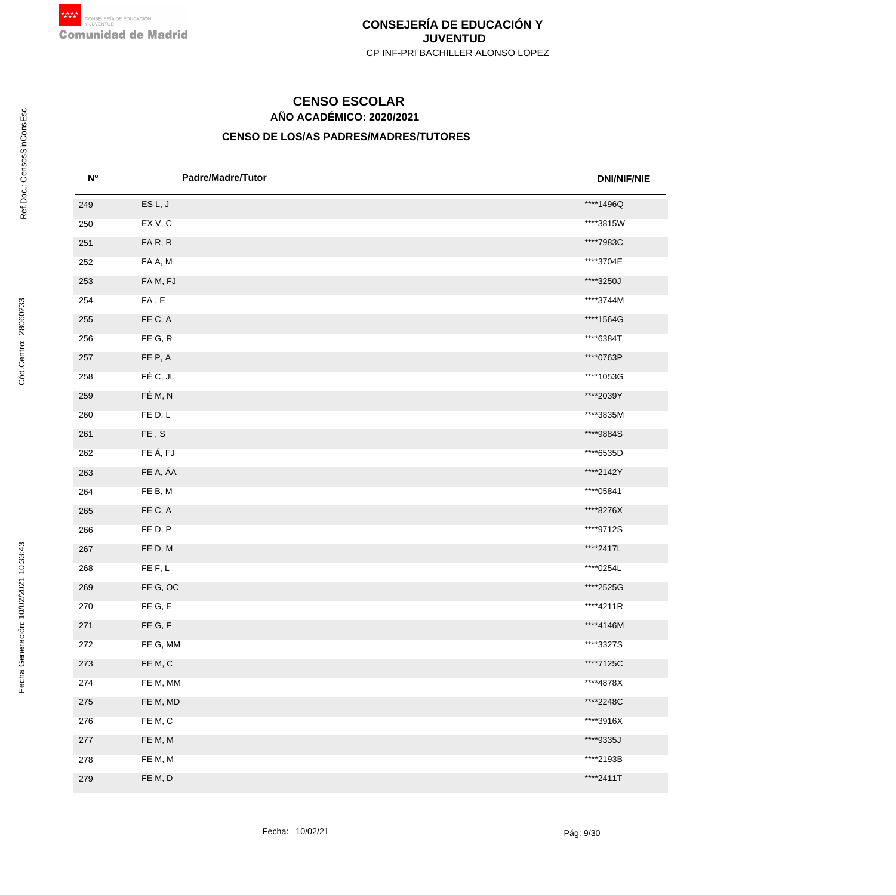# CONSEJERÍA DE EDUCACIÓN Y JUVENTUD

CP INF-PRI BACHILLER ALONSO LOPEZ

## CENSO ESCOLAR

### AÑO ACADÉMICO: 2020/2021

### CENSO DE LOS/AS PADRES/MADRES/TUTORES

| Nº | Padre/Madre/Tutor | DNI/NIF/NIE |
|---|---|---|
| 249 | ES L, J | ****1496Q |
| 250 | EX V, C | ****3815W |
| 251 | FA R, R | ****7983C |
| 252 | FA A, M | ****3704E |
| 253 | FA M, FJ | ****3250J |
| 254 | FA , E | ****3744M |
| 255 | FE C, A | ****1564G |
| 256 | FE G, R | ****6384T |
| 257 | FE P, A | ****0763P |
| 258 | FÉ C, JL | ****1053G |
| 259 | FÉ M, N | ****2039Y |
| 260 | FE D, L | ****3835M |
| 261 | FE , S | ****9884S |
| 262 | FE Á, FJ | ****6535D |
| 263 | FE A, ÁA | ****2142Y |
| 264 | FE B, M | ****05841 |
| 265 | FE C, A | ****8276X |
| 266 | FE D, P | ****9712S |
| 267 | FE D, M | ****2417L |
| 268 | FE F, L | ****0254L |
| 269 | FE G, OC | ****2525G |
| 270 | FE G, E | ****4211R |
| 271 | FE G, F | ****4146M |
| 272 | FE G, MM | ****3327S |
| 273 | FE M, C | ****7125C |
| 274 | FE M, MM | ****4878X |
| 275 | FE M, MD | ****2248C |
| 276 | FE M, C | ****3916X |
| 277 | FE M, M | ****9335J |
| 278 | FE M, M | ****2193B |
| 279 | FE M, D | ****2411T |

Fecha: 10/02/21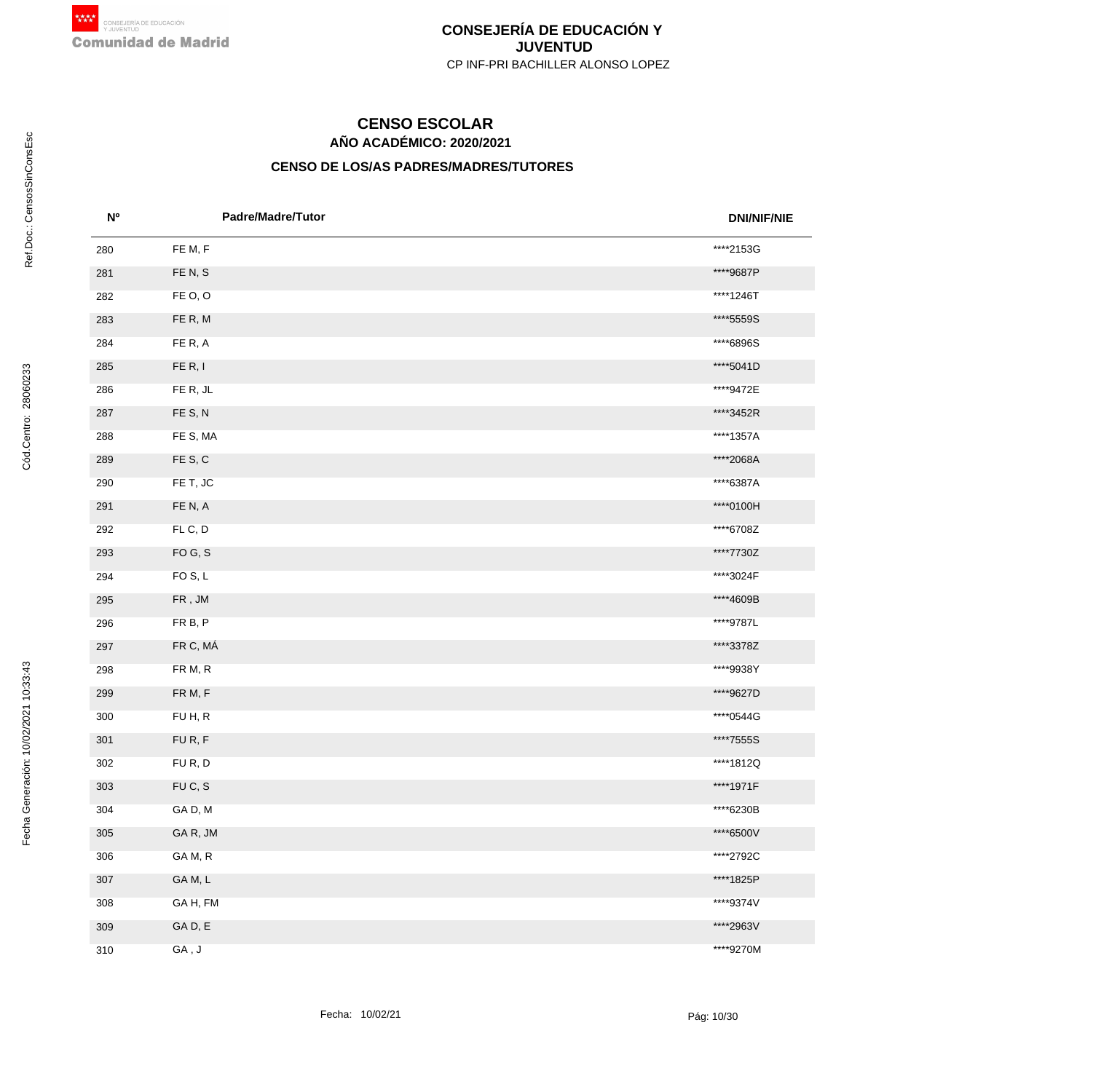## CONSEJERÍA DE EDUCACIÓN Y JUVENTUD

CP INF-PRI BACHILLER ALONSO LOPEZ

# CENSO ESCOLAR

## AÑO ACADÉMICO: 2020/2021

### CENSO DE LOS/AS PADRES/MADRES/TUTORES

| Nº | Padre/Madre/Tutor | DNI/NIF/NIE |
|---|---|---|
| 280 | FE M, F | ****2153G |
| 281 | FE N, S | ****9687P |
| 282 | FE O, O | ****1246T |
| 283 | FE R, M | ****5559S |
| 284 | FE R, A | ****6896S |
| 285 | FE R, I | ****5041D |
| 286 | FE R, JL | ****9472E |
| 287 | FE S, N | ****3452R |
| 288 | FE S, MA | ****1357A |
| 289 | FE S, C | ****2068A |
| 290 | FE T, JC | ****6387A |
| 291 | FE N, A | ****0100H |
| 292 | FL C, D | ****6708Z |
| 293 | FO G, S | ****7730Z |
| 294 | FO S, L | ****3024F |
| 295 | FR , JM | ****4609B |
| 296 | FR B, P | ****9787L |
| 297 | FR C, MÁ | ****3378Z |
| 298 | FR M, R | ****9938Y |
| 299 | FR M, F | ****9627D |
| 300 | FU H, R | ****0544G |
| 301 | FU R, F | ****7555S |
| 302 | FU R, D | ****1812Q |
| 303 | FU C, S | ****1971F |
| 304 | GA D, M | ****6230B |
| 305 | GA R, JM | ****6500V |
| 306 | GA M, R | ****2792C |
| 307 | GA M, L | ****1825P |
| 308 | GA H, FM | ****9374V |
| 309 | GA D, E | ****2963V |
| 310 | GA , J | ****9270M |

Fecha: 10/02/21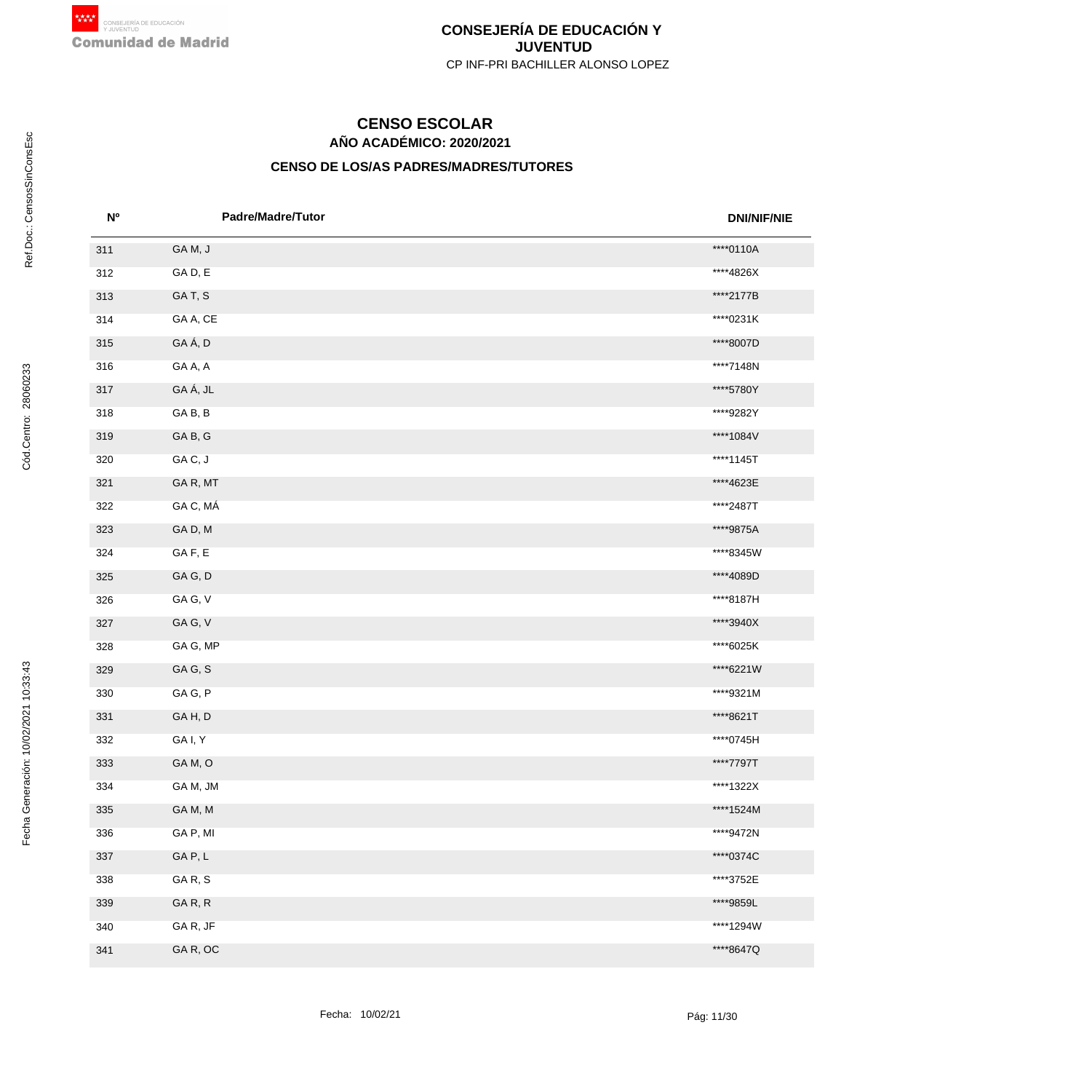**CONSEJERÍA DE EDUCACIÓN Y JUVENTUD**

CP INF-PRI BACHILLER ALONSO LOPEZ

Ref.Doc.: CensosSinConsEsc

Cód.Centro: 28060233

Fecha Generación: 10/02/2021 10:33:43

# CENSO ESCOLAR

## AÑO ACADÉMICO: 2020/2021

### CENSO DE LOS/AS PADRES/MADRES/TUTORES

| Nº | Padre/Madre/Tutor | DNI/NIF/NIE |
|---|---|---|
| 311 | GA M, J | ****0110A |
| 312 | GA D, E | ****4826X |
| 313 | GA T, S | ****2177B |
| 314 | GA A, CE | ****0231K |
| 315 | GA Á, D | ****8007D |
| 316 | GA A, A | ****7148N |
| 317 | GA Á, JL | ****5780Y |
| 318 | GA B, B | ****9282Y |
| 319 | GA B, G | ****1084V |
| 320 | GA C, J | ****1145T |
| 321 | GA R, MT | ****4623E |
| 322 | GA C, MÁ | ****2487T |
| 323 | GA D, M | ****9875A |
| 324 | GA F, E | ****8345W |
| 325 | GA G, D | ****4089D |
| 326 | GA G, V | ****8187H |
| 327 | GA G, V | ****3940X |
| 328 | GA G, MP | ****6025K |
| 329 | GA G, S | ****6221W |
| 330 | GA G, P | ****9321M |
| 331 | GA H, D | ****8621T |
| 332 | GA I, Y | ****0745H |
| 333 | GA M, O | ****7797T |
| 334 | GA M, JM | ****1322X |
| 335 | GA M, M | ****1524M |
| 336 | GA P, MI | ****9472N |
| 337 | GA P, L | ****0374C |
| 338 | GA R, S | ****3752E |
| 339 | GA R, R | ****9859L |
| 340 | GA R, JF | ****1294W |
| 341 | GA R, OC | ****8647Q |

Fecha: 10/02/21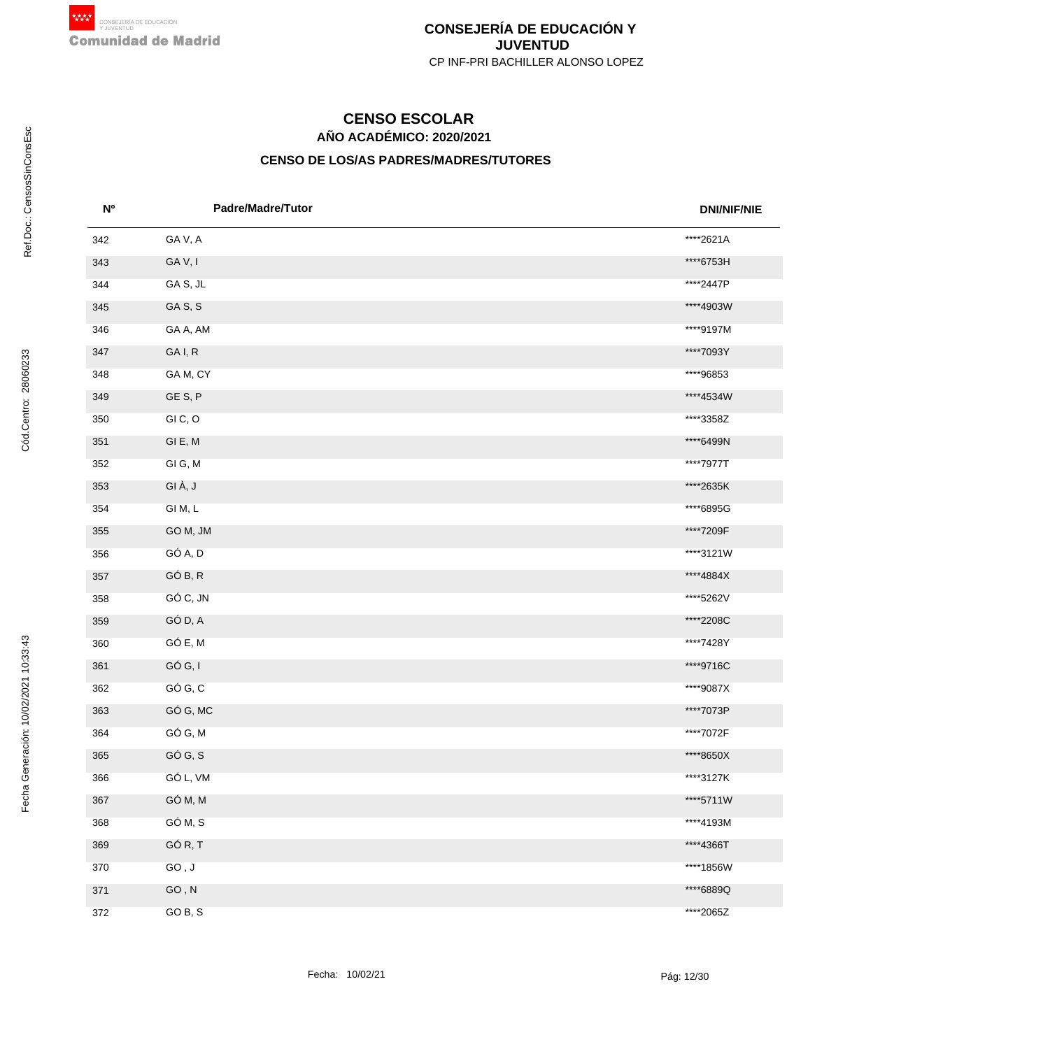**CONSEJERÍA DE EDUCACIÓN Y JUVENTUD**

CP INF-PRI BACHILLER ALONSO LOPEZ

# CENSO ESCOLAR

## AÑO ACADÉMICO: 2020/2021

### CENSO DE LOS/AS PADRES/MADRES/TUTORES

| Nº | Padre/Madre/Tutor | DNI/NIF/NIE |
|---|---|---|
| 342 | GA V, A | ****2621A |
| 343 | GA V, I | ****6753H |
| 344 | GA S, JL | ****2447P |
| 345 | GA S, S | ****4903W |
| 346 | GA A, AM | ****9197M |
| 347 | GA I, R | ****7093Y |
| 348 | GA M, CY | ****96853 |
| 349 | GE S, P | ****4534W |
| 350 | GI C, O | ****3358Z |
| 351 | GI E, M | ****6499N |
| 352 | GI G, M | ****7977T |
| 353 | GI À, J | ****2635K |
| 354 | GI M, L | ****6895G |
| 355 | GO M, JM | ****7209F |
| 356 | GÓ A, D | ****3121W |
| 357 | GÓ B, R | ****4884X |
| 358 | GÓ C, JN | ****5262V |
| 359 | GÓ D, A | ****2208C |
| 360 | GÓ E, M | ****7428Y |
| 361 | GÓ G, I | ****9716C |
| 362 | GÓ G, C | ****9087X |
| 363 | GÓ G, MC | ****7073P |
| 364 | GÓ G, M | ****7072F |
| 365 | GÓ G, S | ****8650X |
| 366 | GÓ L, VM | ****3127K |
| 367 | GÓ M, M | ****5711W |
| 368 | GÓ M, S | ****4193M |
| 369 | GÓ R, T | ****4366T |
| 370 | GO , J | ****1856W |
| 371 | GO , N | ****6889Q |
| 372 | GO B, S | ****2065Z |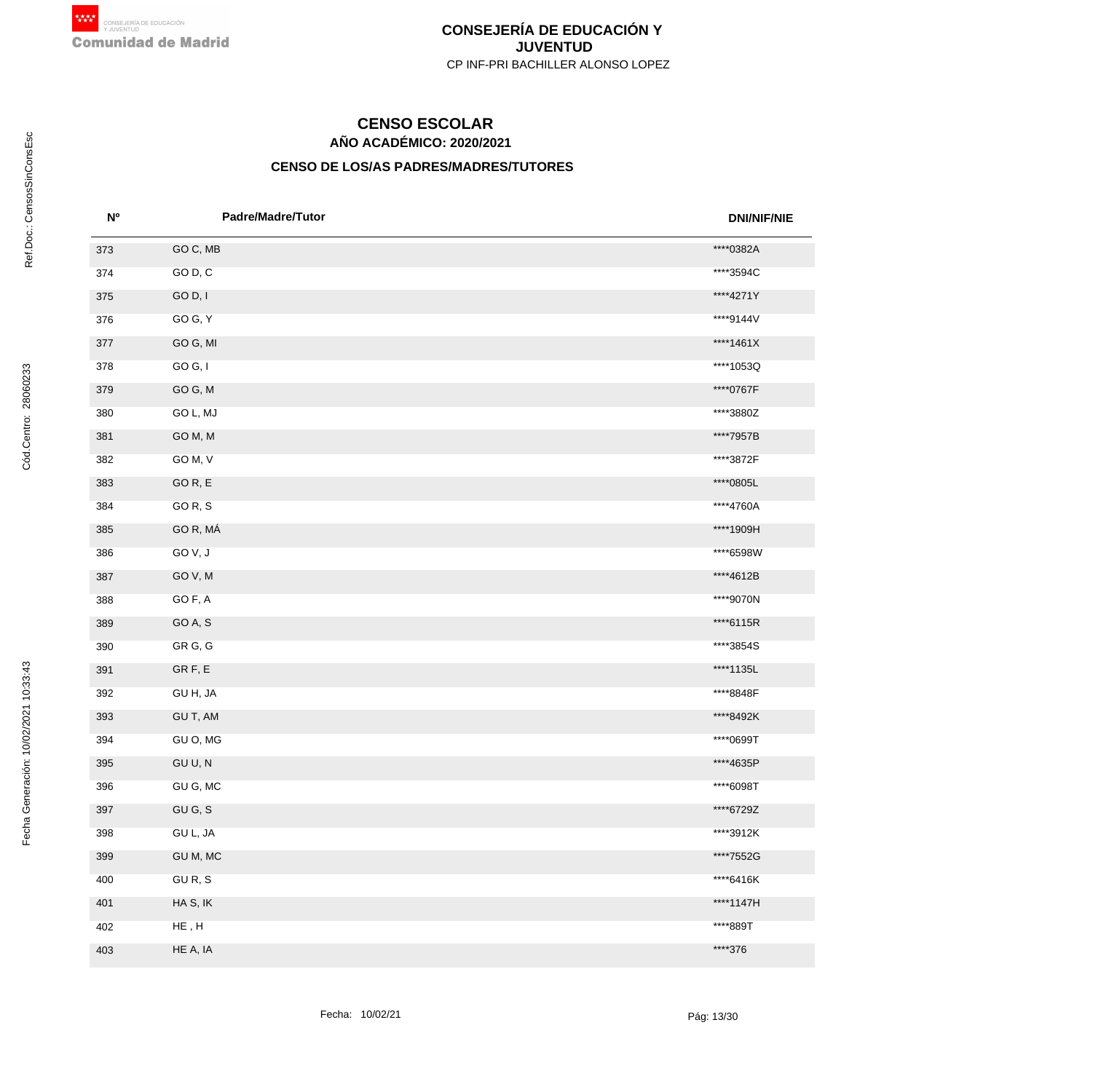CONSEJERÍA DE EDUCACIÓN Y JUVENTUD

CP INF-PRI BACHILLER ALONSO LOPEZ

# CENSO ESCOLAR

## AÑO ACADÉMICO: 2020/2021

### CENSO DE LOS/AS PADRES/MADRES/TUTORES

| Nº | Padre/Madre/Tutor | DNI/NIF/NIE |
|---|---|---|
| 373 | GO C, MB | ****0382A |
| 374 | GO D, C | ****3594C |
| 375 | GO D, I | ****4271Y |
| 376 | GO G, Y | ****9144V |
| 377 | GO G, MI | ****1461X |
| 378 | GO G, I | ****1053Q |
| 379 | GO G, M | ****0767F |
| 380 | GO L, MJ | ****3880Z |
| 381 | GO M, M | ****7957B |
| 382 | GO M, V | ****3872F |
| 383 | GO R, E | ****0805L |
| 384 | GO R, S | ****4760A |
| 385 | GO R, MÁ | ****1909H |
| 386 | GO V, J | ****6598W |
| 387 | GO V, M | ****4612B |
| 388 | GO F, A | ****9070N |
| 389 | GO A, S | ****6115R |
| 390 | GR G, G | ****3854S |
| 391 | GR F, E | ****1135L |
| 392 | GU H, JA | ****8848F |
| 393 | GU T, AM | ****8492K |
| 394 | GU O, MG | ****0699T |
| 395 | GU U, N | ****4635P |
| 396 | GU G, MC | ****6098T |
| 397 | GU G, S | ****6729Z |
| 398 | GU L, JA | ****3912K |
| 399 | GU M, MC | ****7552G |
| 400 | GU R, S | ****6416K |
| 401 | HA S, IK | ****1147H |
| 402 | HE , H | ****889T |
| 403 | HE A, IA | ****376 |

Fecha: 10/02/21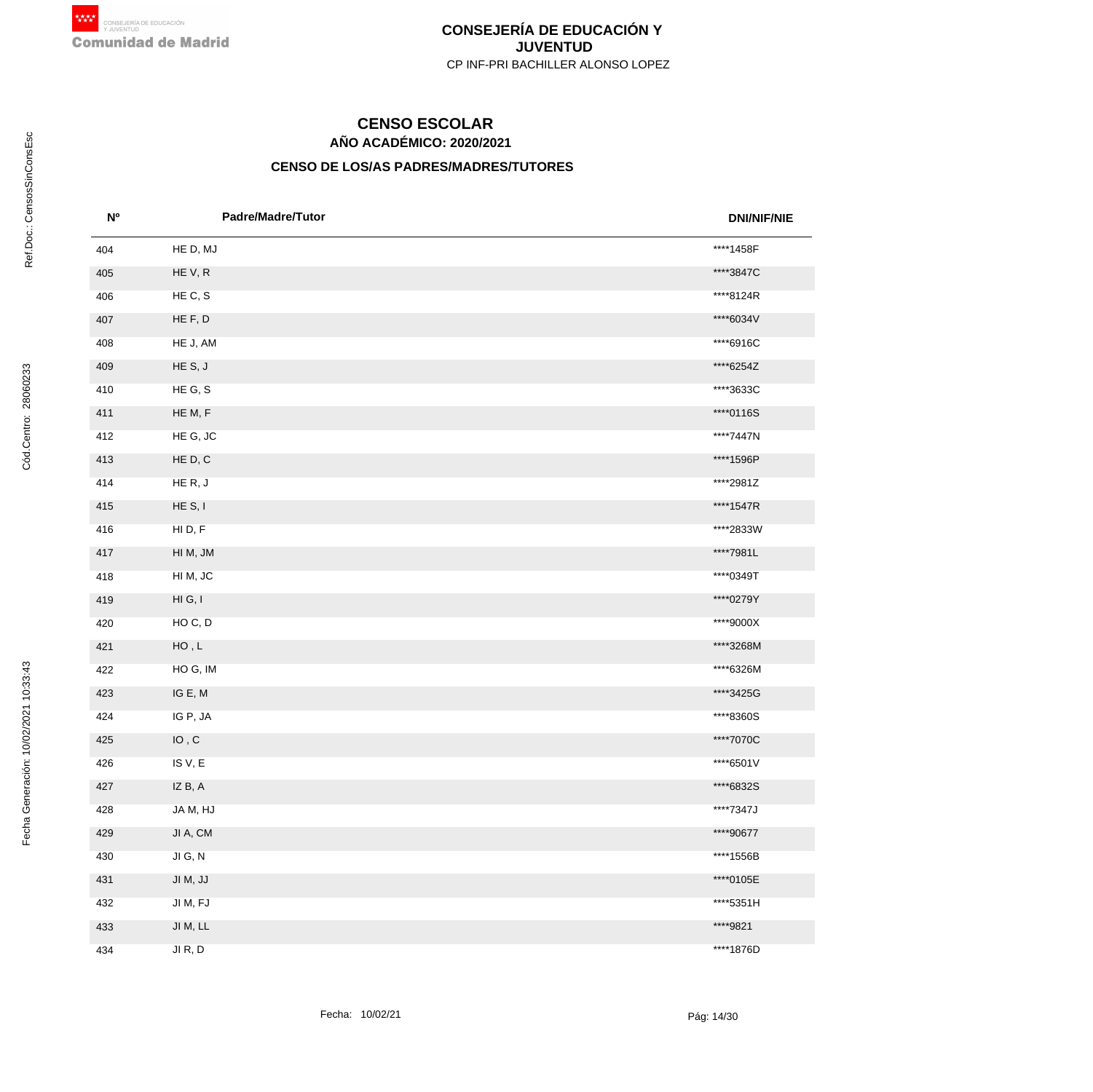**CONSEJERÍA DE EDUCACIÓN Y JUVENTUD**
CP INF-PRI BACHILLER ALONSO LOPEZ

# CENSO ESCOLAR
## AÑO ACADÉMICO: 2020/2021
### CENSO DE LOS/AS PADRES/MADRES/TUTORES

| Nº | Padre/Madre/Tutor | DNI/NIF/NIE |
|---|---|---|
| 404 | HE D, MJ | ****1458F |
| 405 | HE V, R | ****3847C |
| 406 | HE C, S | ****8124R |
| 407 | HE F, D | ****6034V |
| 408 | HE J, AM | ****6916C |
| 409 | HE S, J | ****6254Z |
| 410 | HE G, S | ****3633C |
| 411 | HE M, F | ****0116S |
| 412 | HE G, JC | ****7447N |
| 413 | HE D, C | ****1596P |
| 414 | HE R, J | ****2981Z |
| 415 | HE S, I | ****1547R |
| 416 | HI D, F | ****2833W |
| 417 | HI M, JM | ****7981L |
| 418 | HI M, JC | ****0349T |
| 419 | HI G, I | ****0279Y |
| 420 | HO C, D | ****9000X |
| 421 | HO , L | ****3268M |
| 422 | HO G, IM | ****6326M |
| 423 | IG E, M | ****3425G |
| 424 | IG P, JA | ****8360S |
| 425 | IO , C | ****7070C |
| 426 | IS V, E | ****6501V |
| 427 | IZ B, A | ****6832S |
| 428 | JA M, HJ | ****7347J |
| 429 | JI A, CM | ****90677 |
| 430 | JI G, N | ****1556B |
| 431 | JI M, JJ | ****0105E |
| 432 | JI M, FJ | ****5351H |
| 433 | JI M, LL | ****9821 |
| 434 | JI R, D | ****1876D |

Ref.Doc.: CensosSinConsEsc

Cód.Centro: 28060233

Fecha Generación: 10/02/2021 10:33:43

Fecha: 10/02/21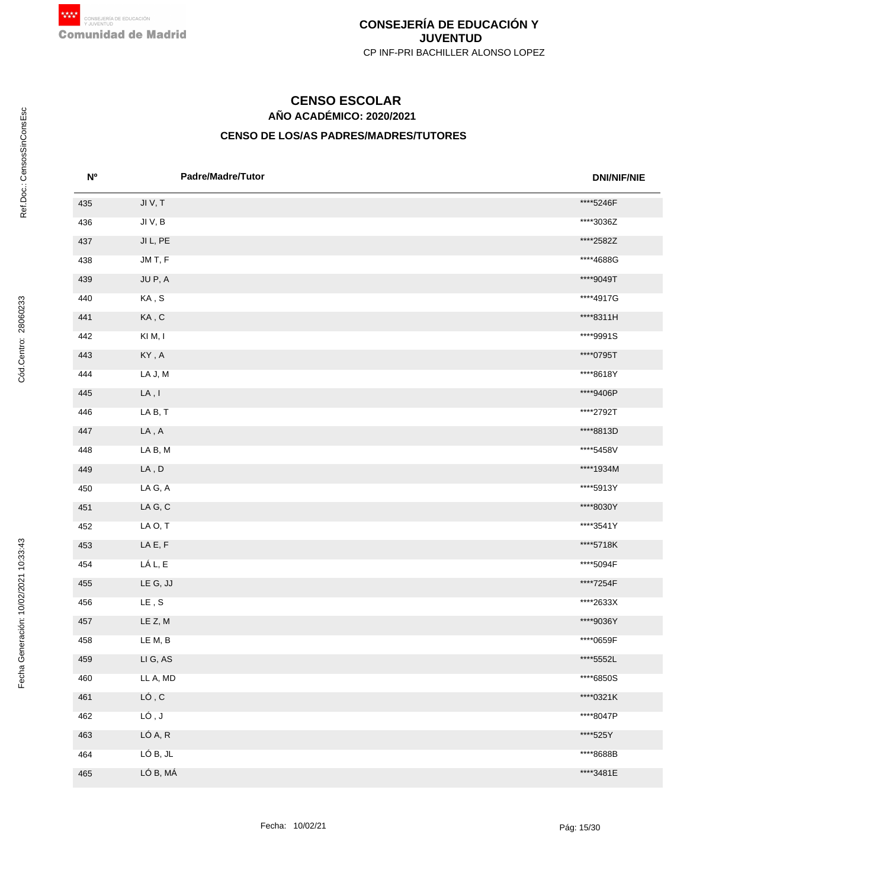## CONSEJERÍA DE EDUCACIÓN Y JUVENTUD

CP INF-PRI BACHILLER ALONSO LOPEZ

# CENSO ESCOLAR

### AÑO ACADÉMICO: 2020/2021

### CENSO DE LOS/AS PADRES/MADRES/TUTORES

| Nº | Padre/Madre/Tutor | DNI/NIF/NIE |
|---|---|---|
| 435 | JI V, T | ****5246F |
| 436 | JI V, B | ****3036Z |
| 437 | JI L, PE | ****2582Z |
| 438 | JM T, F | ****4688G |
| 439 | JU P, A | ****9049T |
| 440 | KA , S | ****4917G |
| 441 | KA , C | ****8311H |
| 442 | KI M, I | ****9991S |
| 443 | KY , A | ****0795T |
| 444 | LA J, M | ****8618Y |
| 445 | LA , I | ****9406P |
| 446 | LA B, T | ****2792T |
| 447 | LA , A | ****8813D |
| 448 | LA B, M | ****5458V |
| 449 | LA , D | ****1934M |
| 450 | LA G, A | ****5913Y |
| 451 | LA G, C | ****8030Y |
| 452 | LA O, T | ****3541Y |
| 453 | LA E, F | ****5718K |
| 454 | LÁ L, E | ****5094F |
| 455 | LE G, JJ | ****7254F |
| 456 | LE , S | ****2633X |
| 457 | LE Z, M | ****9036Y |
| 458 | LE M, B | ****0659F |
| 459 | LI G, AS | ****5552L |
| 460 | LL A, MD | ****6850S |
| 461 | LÓ , C | ****0321K |
| 462 | LÓ , J | ****8047P |
| 463 | LÓ A, R | ****525Y |
| 464 | LÓ B, JL | ****8688B |
| 465 | LÓ B, MÁ | ****3481E |

Fecha: 10/02/21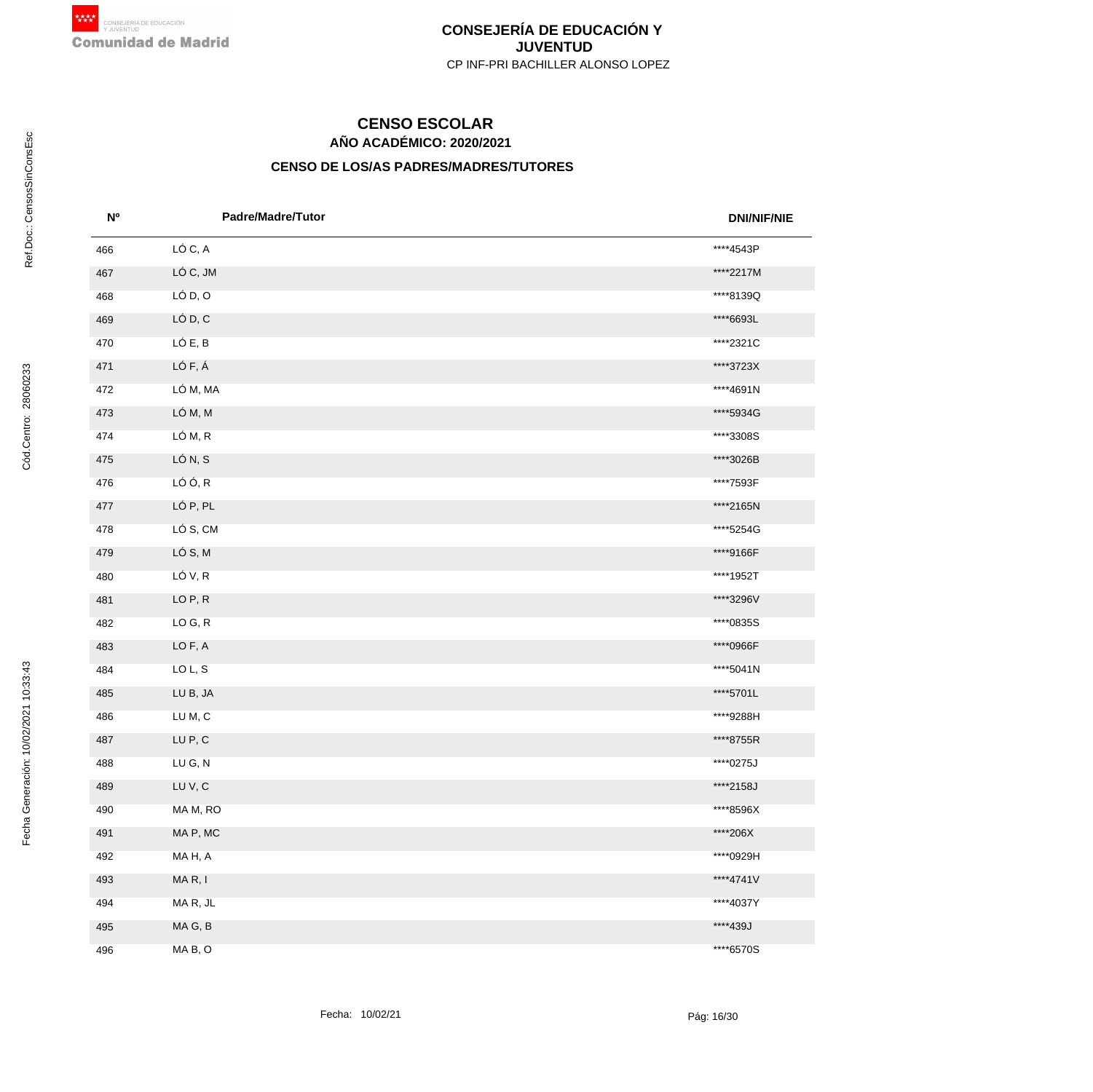**CONSEJERÍA DE EDUCACIÓN Y JUVENTUD**
CP INF-PRI BACHILLER ALONSO LOPEZ

# CENSO ESCOLAR

## AÑO ACADÉMICO: 2020/2021

### CENSO DE LOS/AS PADRES/MADRES/TUTORES

| Nº | Padre/Madre/Tutor | DNI/NIF/NIE |
|---|---|---|
| 466 | LÓ C, A | ****4543P |
| 467 | LÓ C, JM | ****2217M |
| 468 | LÓ D, O | ****8139Q |
| 469 | LÓ D, C | ****6693L |
| 470 | LÓ E, B | ****2321C |
| 471 | LÓ F, Á | ****3723X |
| 472 | LÓ M, MA | ****4691N |
| 473 | LÓ M, M | ****5934G |
| 474 | LÓ M, R | ****3308S |
| 475 | LÓ N, S | ****3026B |
| 476 | LÓ Ó, R | ****7593F |
| 477 | LÓ P, PL | ****2165N |
| 478 | LÓ S, CM | ****5254G |
| 479 | LÓ S, M | ****9166F |
| 480 | LÓ V, R | ****1952T |
| 481 | LO P, R | ****3296V |
| 482 | LO G, R | ****0835S |
| 483 | LO F, A | ****0966F |
| 484 | LO L, S | ****5041N |
| 485 | LU B, JA | ****5701L |
| 486 | LU M, C | ****9288H |
| 487 | LU P, C | ****8755R |
| 488 | LU G, N | ****0275J |
| 489 | LU V, C | ****2158J |
| 490 | MA M, RO | ****8596X |
| 491 | MA P, MC | ****206X |
| 492 | MA H, A | ****0929H |
| 493 | MA R, I | ****4741V |
| 494 | MA R, JL | ****4037Y |
| 495 | MA G, B | ****439J |
| 496 | MA B, O | ****6570S |

Fecha: 10/02/21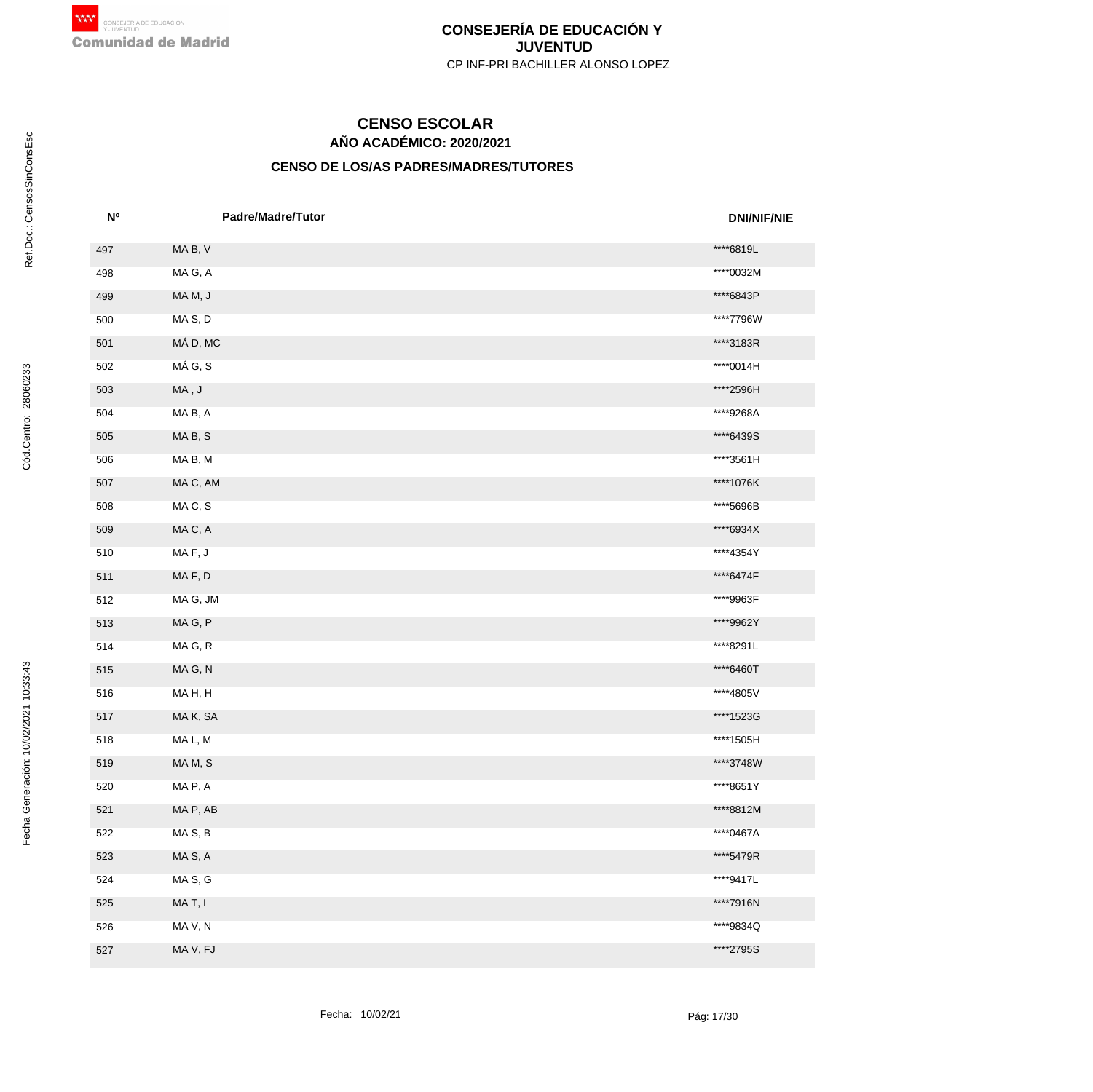# CONSEJERÍA DE EDUCACIÓN Y JUVENTUD

CP INF-PRI BACHILLER ALONSO LOPEZ

## CENSO ESCOLAR

### AÑO ACADÉMICO: 2020/2021

### CENSO DE LOS/AS PADRES/MADRES/TUTORES

| Nº | Padre/Madre/Tutor | DNI/NIF/NIE |
|---|---|---|
| 497 | MA B, V | ****6819L |
| 498 | MA G, A | ****0032M |
| 499 | MA M, J | ****6843P |
| 500 | MA S, D | ****7796W |
| 501 | MÁ D, MC | ****3183R |
| 502 | MÁ G, S | ****0014H |
| 503 | MA , J | ****2596H |
| 504 | MA B, A | ****9268A |
| 505 | MA B, S | ****6439S |
| 506 | MA B, M | ****3561H |
| 507 | MA C, AM | ****1076K |
| 508 | MA C, S | ****5696B |
| 509 | MA C, A | ****6934X |
| 510 | MA F, J | ****4354Y |
| 511 | MA F, D | ****6474F |
| 512 | MA G, JM | ****9963F |
| 513 | MA G, P | ****9962Y |
| 514 | MA G, R | ****8291L |
| 515 | MA G, N | ****6460T |
| 516 | MA H, H | ****4805V |
| 517 | MA K, SA | ****1523G |
| 518 | MA L, M | ****1505H |
| 519 | MA M, S | ****3748W |
| 520 | MA P, A | ****8651Y |
| 521 | MA P, AB | ****8812M |
| 522 | MA S, B | ****0467A |
| 523 | MA S, A | ****5479R |
| 524 | MA S, G | ****9417L |
| 525 | MA T, I | ****7916N |
| 526 | MA V, N | ****9834Q |
| 527 | MA V, FJ | ****2795S |

Fecha: 10/02/21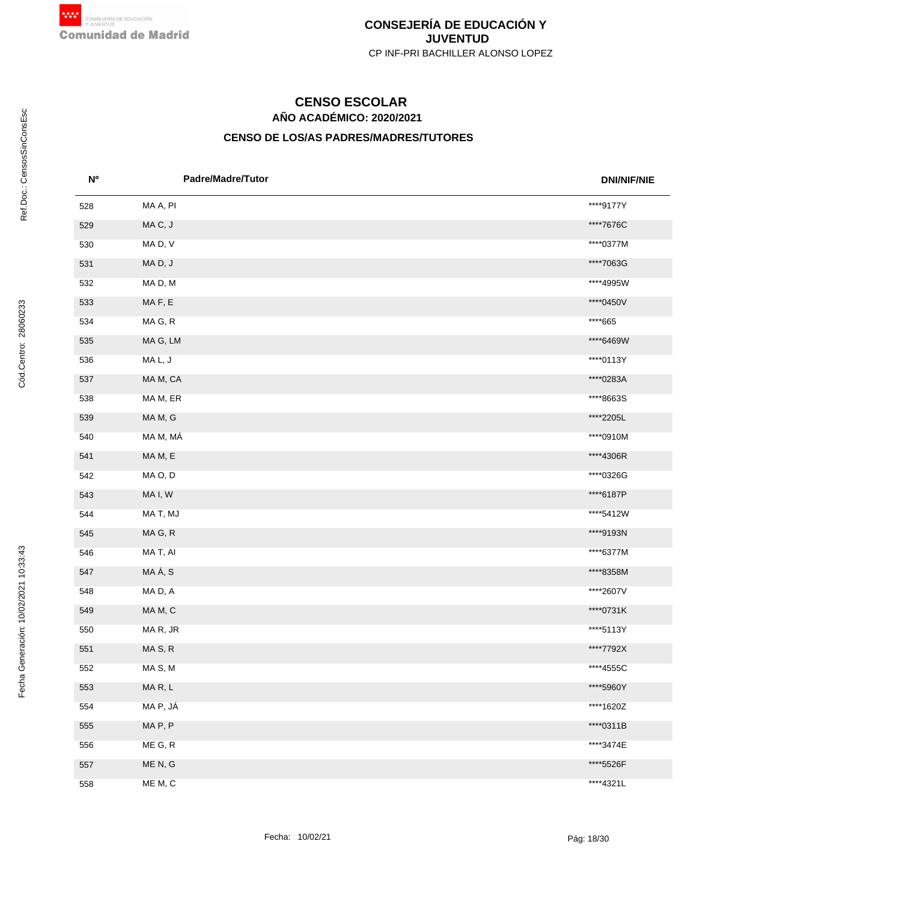# CONSEJERÍA DE EDUCACIÓN Y JUVENTUD

CP INF-PRI BACHILLER ALONSO LOPEZ

## CENSO ESCOLAR

### AÑO ACADÉMICO: 2020/2021

### CENSO DE LOS/AS PADRES/MADRES/TUTORES

| Nº | Padre/Madre/Tutor | DNI/NIF/NIE |
|---|---|---|
| 528 | MA A, PI | ****9177Y |
| 529 | MA C, J | ****7676C |
| 530 | MA D, V | ****0377M |
| 531 | MA D, J | ****7063G |
| 532 | MA D, M | ****4995W |
| 533 | MA F, E | ****0450V |
| 534 | MA G, R | ****665 |
| 535 | MA G, LM | ****6469W |
| 536 | MA L, J | ****0113Y |
| 537 | MA M, CA | ****0283A |
| 538 | MA M, ER | ****8663S |
| 539 | MA M, G | ****2205L |
| 540 | MA M, MÁ | ****0910M |
| 541 | MA M, E | ****4306R |
| 542 | MA O, D | ****0326G |
| 543 | MA I, W | ****6187P |
| 544 | MA T, MJ | ****5412W |
| 545 | MA G, R | ****9193N |
| 546 | MA T, AI | ****6377M |
| 547 | MA Á, S | ****8358M |
| 548 | MA D, A | ****2607V |
| 549 | MA M, C | ****0731K |
| 550 | MA R, JR | ****5113Y |
| 551 | MA S, R | ****7792X |
| 552 | MA S, M | ****4555C |
| 553 | MA R, L | ****5960Y |
| 554 | MA P, JÁ | ****1620Z |
| 555 | MA P, P | ****0311B |
| 556 | ME G, R | ****3474E |
| 557 | ME N, G | ****5526F |
| 558 | ME M, C | ****4321L |

Fecha: 10/02/21

Ref.Doc.: CensosSinConsEsc

Cód.Centro: 28060233

Fecha Generación: 10/02/2021 10:33:43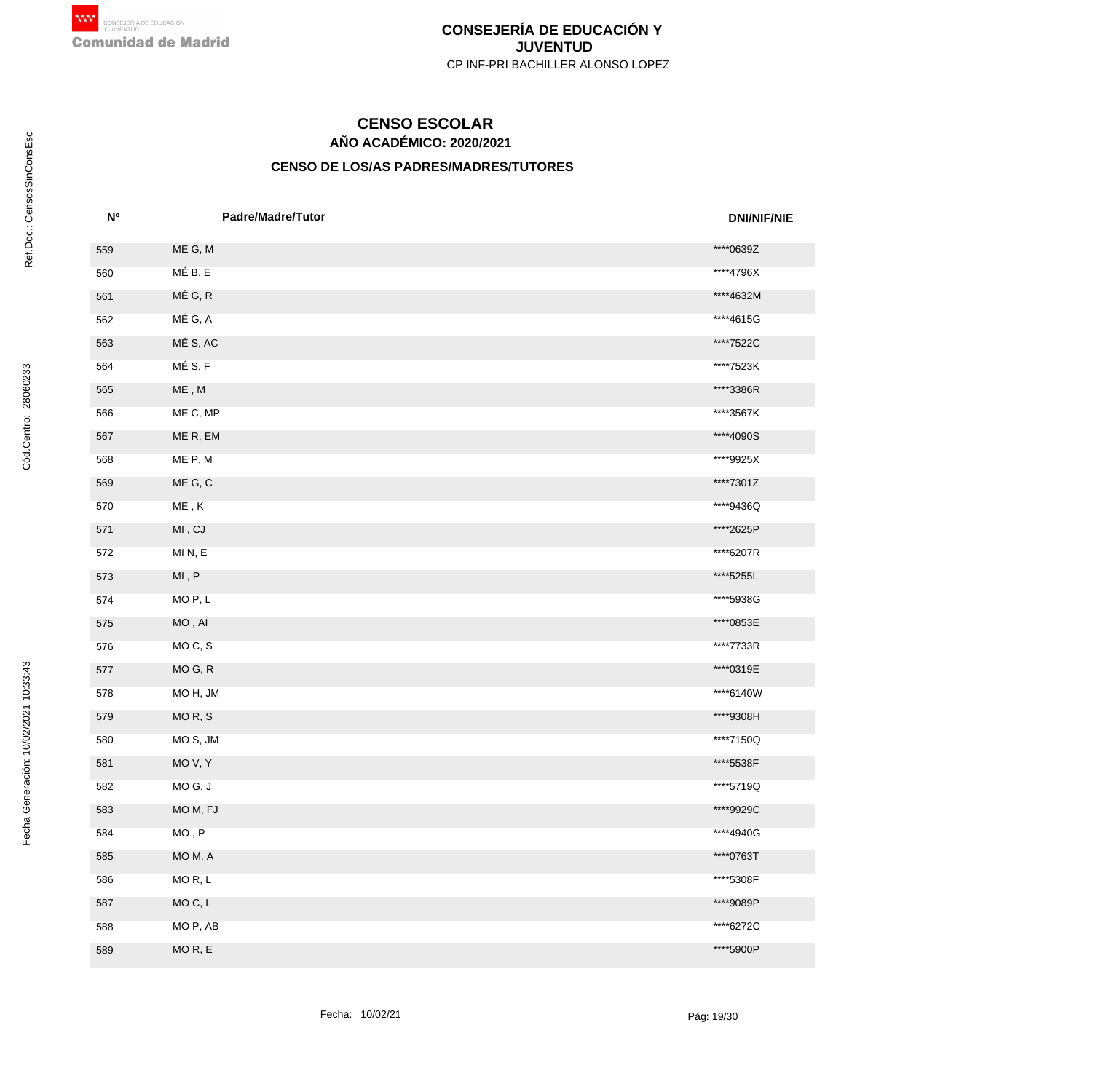# CONSEJERÍA DE EDUCACIÓN Y JUVENTUD

CP INF-PRI BACHILLER ALONSO LOPEZ

## CENSO ESCOLAR

### AÑO ACADÉMICO: 2020/2021

### CENSO DE LOS/AS PADRES/MADRES/TUTORES

| Nº | Padre/Madre/Tutor | DNI/NIF/NIE |
|---|---|---|
| 559 | ME G, M | ****0639Z |
| 560 | MÉ B, E | ****4796X |
| 561 | MÉ G, R | ****4632M |
| 562 | MÉ G, A | ****4615G |
| 563 | MÉ S, AC | ****7522C |
| 564 | MÉ S, F | ****7523K |
| 565 | ME , M | ****3386R |
| 566 | ME C, MP | ****3567K |
| 567 | ME R, EM | ****4090S |
| 568 | ME P, M | ****9925X |
| 569 | ME G, C | ****7301Z |
| 570 | ME , K | ****9436Q |
| 571 | MI , CJ | ****2625P |
| 572 | MI N, E | ****6207R |
| 573 | MI , P | ****5255L |
| 574 | MO P, L | ****5938G |
| 575 | MO , AI | ****0853E |
| 576 | MO C, S | ****7733R |
| 577 | MO G, R | ****0319E |
| 578 | MO H, JM | ****6140W |
| 579 | MO R, S | ****9308H |
| 580 | MO S, JM | ****7150Q |
| 581 | MO V, Y | ****5538F |
| 582 | MO G, J | ****5719Q |
| 583 | MO M, FJ | ****9929C |
| 584 | MO , P | ****4940G |
| 585 | MO M, A | ****0763T |
| 586 | MO R, L | ****5308F |
| 587 | MO C, L | ****9089P |
| 588 | MO P, AB | ****6272C |
| 589 | MO R, E | ****5900P |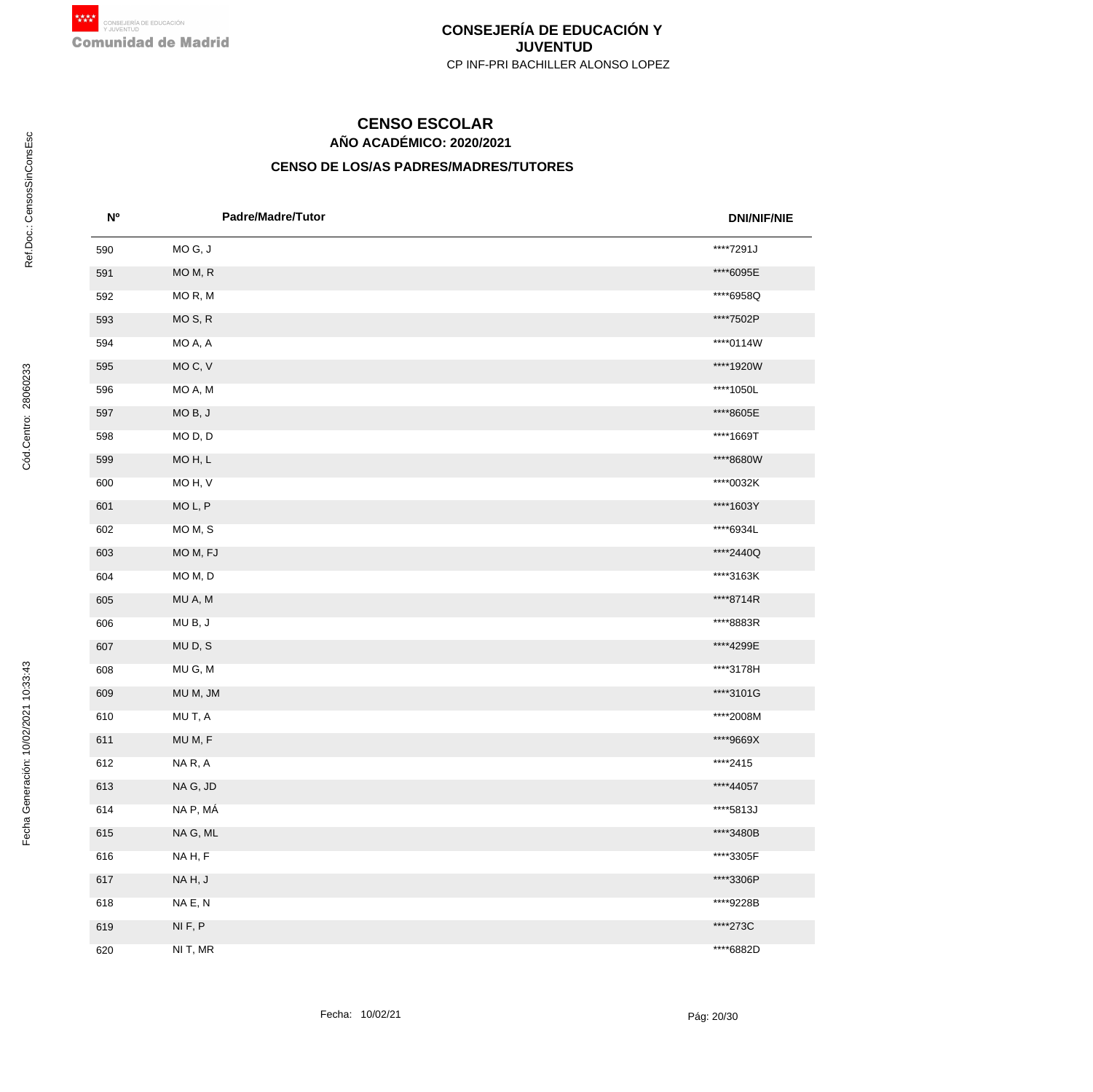**CONSEJERÍA DE EDUCACIÓN Y JUVENTUD**

CP INF-PRI BACHILLER ALONSO LOPEZ

# CENSO ESCOLAR

## AÑO ACADÉMICO: 2020/2021

### CENSO DE LOS/AS PADRES/MADRES/TUTORES

| Nº | Padre/Madre/Tutor | DNI/NIF/NIE |
|---|---|---|
| 590 | MO G, J | ****7291J |
| 591 | MO M, R | ****6095E |
| 592 | MO R, M | ****6958Q |
| 593 | MO S, R | ****7502P |
| 594 | MO A, A | ****0114W |
| 595 | MO C, V | ****1920W |
| 596 | MO A, M | ****1050L |
| 597 | MO B, J | ****8605E |
| 598 | MO D, D | ****1669T |
| 599 | MO H, L | ****8680W |
| 600 | MO H, V | ****0032K |
| 601 | MO L, P | ****1603Y |
| 602 | MO M, S | ****6934L |
| 603 | MO M, FJ | ****2440Q |
| 604 | MO M, D | ****3163K |
| 605 | MU A, M | ****8714R |
| 606 | MU B, J | ****8883R |
| 607 | MU D, S | ****4299E |
| 608 | MU G, M | ****3178H |
| 609 | MU M, JM | ****3101G |
| 610 | MU T, A | ****2008M |
| 611 | MU M, F | ****9669X |
| 612 | NA R, A | ****2415 |
| 613 | NA G, JD | ****44057 |
| 614 | NA P, MÁ | ****5813J |
| 615 | NA G, ML | ****3480B |
| 616 | NA H, F | ****3305F |
| 617 | NA H, J | ****3306P |
| 618 | NA E, N | ****9228B |
| 619 | NI F, P | ****273C |
| 620 | NI T, MR | ****6882D |

Fecha: 10/02/21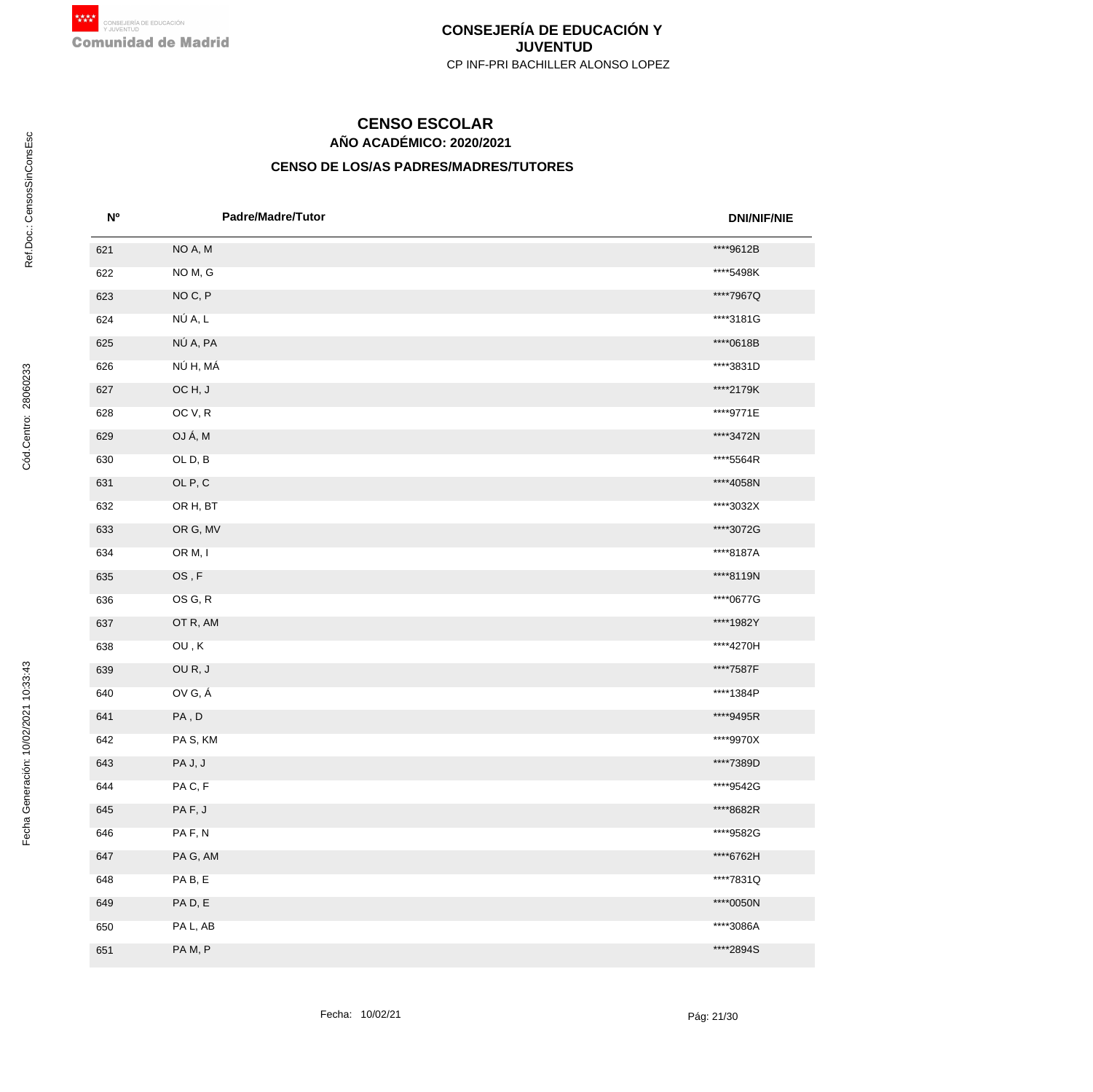**CONSEJERÍA DE EDUCACIÓN Y JUVENTUD**

CP INF-PRI BACHILLER ALONSO LOPEZ

# CENSO ESCOLAR

## AÑO ACADÉMICO: 2020/2021

### CENSO DE LOS/AS PADRES/MADRES/TUTORES

| Nº | Padre/Madre/Tutor | DNI/NIF/NIE |
|---|---|---|
| 621 | NO A, M | ****9612B |
| 622 | NO M, G | ****5498K |
| 623 | NO C, P | ****7967Q |
| 624 | NÚ A, L | ****3181G |
| 625 | NÚ A, PA | ****0618B |
| 626 | NÚ H, MÁ | ****3831D |
| 627 | OC H, J | ****2179K |
| 628 | OC V, R | ****9771E |
| 629 | OJ Á, M | ****3472N |
| 630 | OL D, B | ****5564R |
| 631 | OL P, C | ****4058N |
| 632 | OR H, BT | ****3032X |
| 633 | OR G, MV | ****3072G |
| 634 | OR M, I | ****8187A |
| 635 | OS , F | ****8119N |
| 636 | OS G, R | ****0677G |
| 637 | OT R, AM | ****1982Y |
| 638 | OU , K | ****4270H |
| 639 | OU R, J | ****7587F |
| 640 | OV G, Á | ****1384P |
| 641 | PA , D | ****9495R |
| 642 | PA S, KM | ****9970X |
| 643 | PA J, J | ****7389D |
| 644 | PA C, F | ****9542G |
| 645 | PA F, J | ****8682R |
| 646 | PA F, N | ****9582G |
| 647 | PA G, AM | ****6762H |
| 648 | PA B, E | ****7831Q |
| 649 | PA D, E | ****0050N |
| 650 | PA L, AB | ****3086A |
| 651 | PA M, P | ****2894S |

Fecha: 10/02/21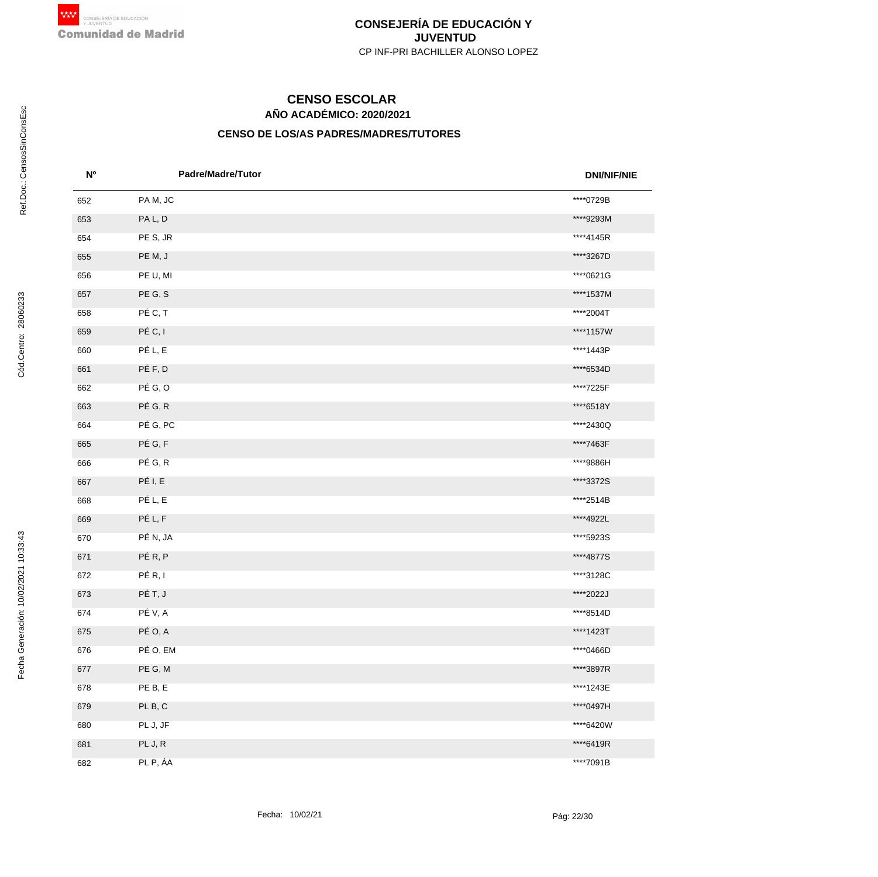**CONSEJERÍA DE EDUCACIÓN Y JUVENTUD**

CP INF-PRI BACHILLER ALONSO LOPEZ

# CENSO ESCOLAR

## AÑO ACADÉMICO: 2020/2021

### CENSO DE LOS/AS PADRES/MADRES/TUTORES

| Nº | Padre/Madre/Tutor | DNI/NIF/NIE |
|---|---|---|
| 652 | PA M, JC | ****0729B |
| 653 | PA L, D | ****9293M |
| 654 | PE S, JR | ****4145R |
| 655 | PE M, J | ****3267D |
| 656 | PE U, MI | ****0621G |
| 657 | PE G, S | ****1537M |
| 658 | PÉ C, T | ****2004T |
| 659 | PÉ C, I | ****1157W |
| 660 | PÉ L, E | ****1443P |
| 661 | PÉ F, D | ****6534D |
| 662 | PÉ G, O | ****7225F |
| 663 | PÉ G, R | ****6518Y |
| 664 | PÉ G, PC | ****2430Q |
| 665 | PÉ G, F | ****7463F |
| 666 | PÉ G, R | ****9886H |
| 667 | PÉ I, E | ****3372S |
| 668 | PÉ L, E | ****2514B |
| 669 | PÉ L, F | ****4922L |
| 670 | PÉ N, JA | ****5923S |
| 671 | PÉ R, P | ****4877S |
| 672 | PÉ R, I | ****3128C |
| 673 | PÉ T, J | ****2022J |
| 674 | PÉ V, A | ****8514D |
| 675 | PÉ O, A | ****1423T |
| 676 | PÉ O, EM | ****0466D |
| 677 | PE G, M | ****3897R |
| 678 | PE B, E | ****1243E |
| 679 | PL B, C | ****0497H |
| 680 | PL J, JF | ****6420W |
| 681 | PL J, R | ****6419R |
| 682 | PL P, ÁA | ****7091B |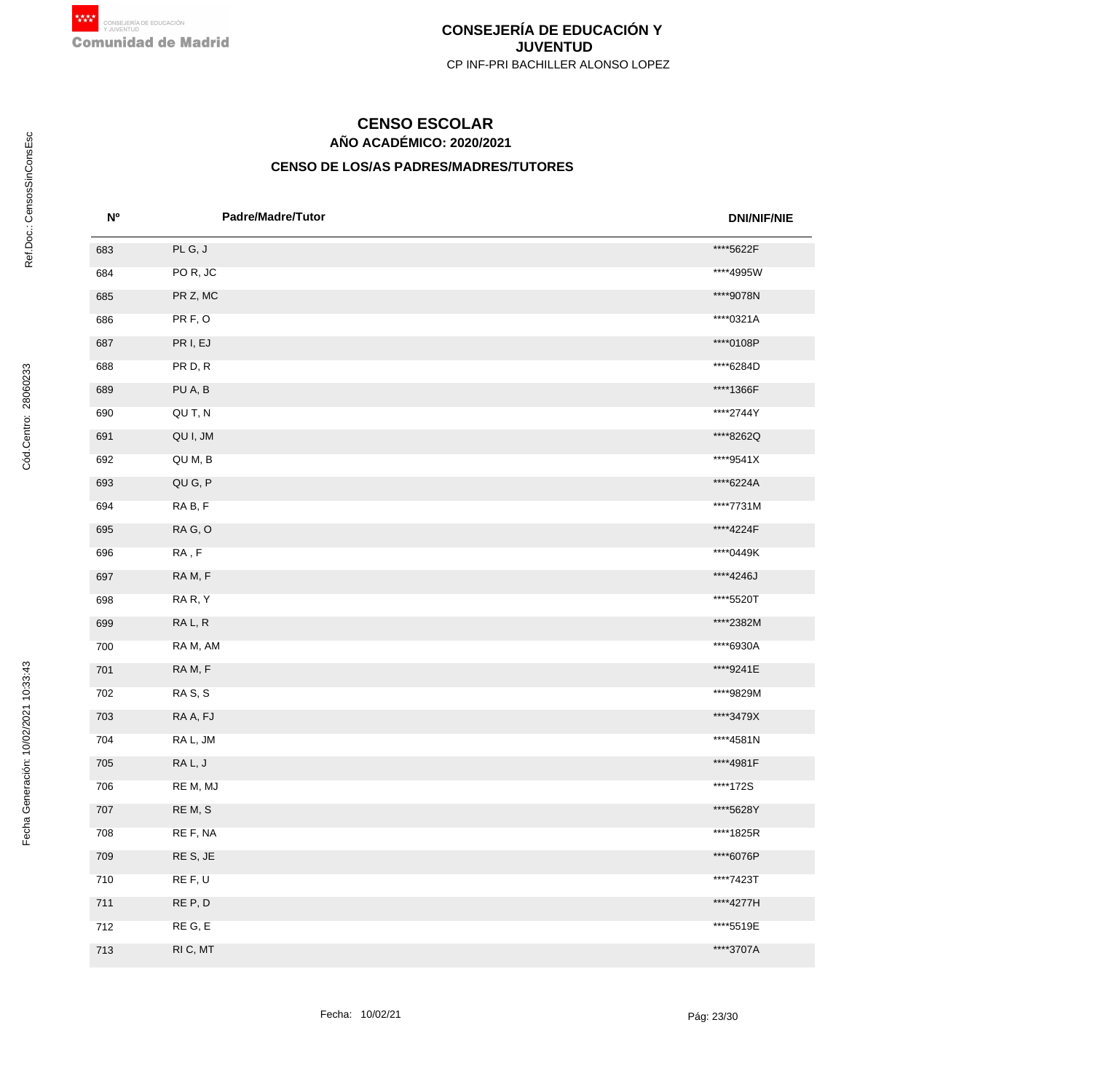**CONSEJERÍA DE EDUCACIÓN Y JUVENTUD**

CP INF-PRI BACHILLER ALONSO LOPEZ

# CENSO ESCOLAR

## AÑO ACADÉMICO: 2020/2021

### CENSO DE LOS/AS PADRES/MADRES/TUTORES

| Nº | Padre/Madre/Tutor | DNI/NIF/NIE |
|---|---|---|
| 683 | PL G, J | ****5622F |
| 684 | PO R, JC | ****4995W |
| 685 | PR Z, MC | ****9078N |
| 686 | PR F, O | ****0321A |
| 687 | PR I, EJ | ****0108P |
| 688 | PR D, R | ****6284D |
| 689 | PU A, B | ****1366F |
| 690 | QU T, N | ****2744Y |
| 691 | QU I, JM | ****8262Q |
| 692 | QU M, B | ****9541X |
| 693 | QU G, P | ****6224A |
| 694 | RA B, F | ****7731M |
| 695 | RA G, O | ****4224F |
| 696 | RA , F | ****0449K |
| 697 | RA M, F | ****4246J |
| 698 | RA R, Y | ****5520T |
| 699 | RA L, R | ****2382M |
| 700 | RA M, AM | ****6930A |
| 701 | RA M, F | ****9241E |
| 702 | RA S, S | ****9829M |
| 703 | RA A, FJ | ****3479X |
| 704 | RA L, JM | ****4581N |
| 705 | RA L, J | ****4981F |
| 706 | RE M, MJ | ****172S |
| 707 | RE M, S | ****5628Y |
| 708 | RE F, NA | ****1825R |
| 709 | RE S, JE | ****6076P |
| 710 | RE F, U | ****7423T |
| 711 | RE P, D | ****4277H |
| 712 | RE G, E | ****5519E |
| 713 | RI C, MT | ****3707A |

Fecha: 10/02/21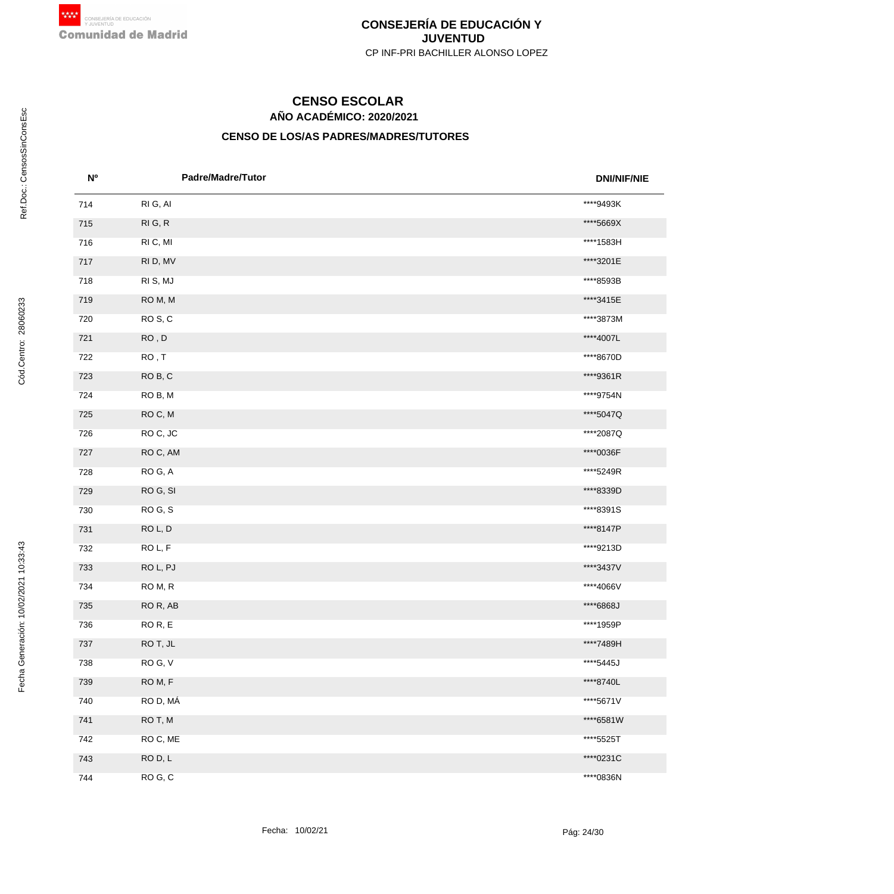# CONSEJERÍA DE EDUCACIÓN Y JUVENTUD

CP INF-PRI BACHILLER ALONSO LOPEZ

## CENSO ESCOLAR

### AÑO ACADÉMICO: 2020/2021

### CENSO DE LOS/AS PADRES/MADRES/TUTORES

| Nº | Padre/Madre/Tutor | DNI/NIF/NIE |
|---|---|---|
| 714 | RI G, AI | ****9493K |
| 715 | RI G, R | ****5669X |
| 716 | RI C, MI | ****1583H |
| 717 | RI D, MV | ****3201E |
| 718 | RI S, MJ | ****8593B |
| 719 | RO M, M | ****3415E |
| 720 | RO S, C | ****3873M |
| 721 | RO , D | ****4007L |
| 722 | RO , T | ****8670D |
| 723 | RO B, C | ****9361R |
| 724 | RO B, M | ****9754N |
| 725 | RO C, M | ****5047Q |
| 726 | RO C, JC | ****2087Q |
| 727 | RO C, AM | ****0036F |
| 728 | RO G, A | ****5249R |
| 729 | RO G, SI | ****8339D |
| 730 | RO G, S | ****8391S |
| 731 | RO L, D | ****8147P |
| 732 | RO L, F | ****9213D |
| 733 | RO L, PJ | ****3437V |
| 734 | RO M, R | ****4066V |
| 735 | RO R, AB | ****6868J |
| 736 | RO R, E | ****1959P |
| 737 | RO T, JL | ****7489H |
| 738 | RO G, V | ****5445J |
| 739 | RO M, F | ****8740L |
| 740 | RO D, MÁ | ****5671V |
| 741 | RO T, M | ****6581W |
| 742 | RO C, ME | ****5525T |
| 743 | RO D, L | ****0231C |
| 744 | RO G, C | ****0836N |

Fecha: 10/02/21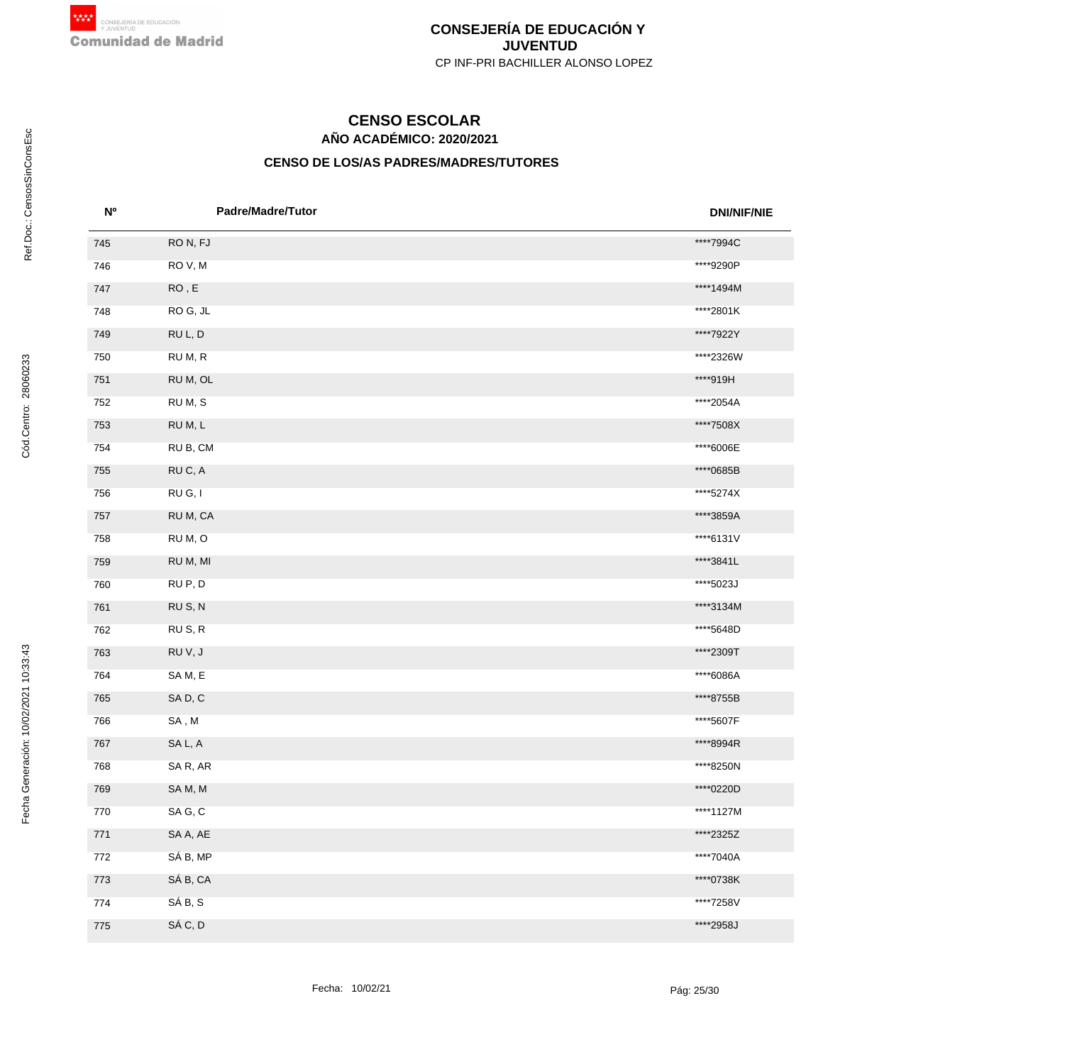**CONSEJERÍA DE EDUCACIÓN Y JUVENTUD**

CP INF-PRI BACHILLER ALONSO LOPEZ

# CENSO ESCOLAR

## AÑO ACADÉMICO: 2020/2021

### CENSO DE LOS/AS PADRES/MADRES/TUTORES

| Nº | Padre/Madre/Tutor | DNI/NIF/NIE |
|---|---|---|
| 745 | RO N, FJ | ****7994C |
| 746 | RO V, M | ****9290P |
| 747 | RO , E | ****1494M |
| 748 | RO G, JL | ****2801K |
| 749 | RU L, D | ****7922Y |
| 750 | RU M, R | ****2326W |
| 751 | RU M, OL | ****919H |
| 752 | RU M, S | ****2054A |
| 753 | RU M, L | ****7508X |
| 754 | RU B, CM | ****6006E |
| 755 | RU C, A | ****0685B |
| 756 | RU G, I | ****5274X |
| 757 | RU M, CA | ****3859A |
| 758 | RU M, O | ****6131V |
| 759 | RU M, MI | ****3841L |
| 760 | RU P, D | ****5023J |
| 761 | RU S, N | ****3134M |
| 762 | RU S, R | ****5648D |
| 763 | RU V, J | ****2309T |
| 764 | SA M, E | ****6086A |
| 765 | SA D, C | ****8755B |
| 766 | SA , M | ****5607F |
| 767 | SA L, A | ****8994R |
| 768 | SA R, AR | ****8250N |
| 769 | SA M, M | ****0220D |
| 770 | SA G, C | ****1127M |
| 771 | SA A, AE | ****2325Z |
| 772 | SÁ B, MP | ****7040A |
| 773 | SÁ B, CA | ****0738K |
| 774 | SÁ B, S | ****7258V |
| 775 | SÁ C, D | ****2958J |

Fecha: 10/02/21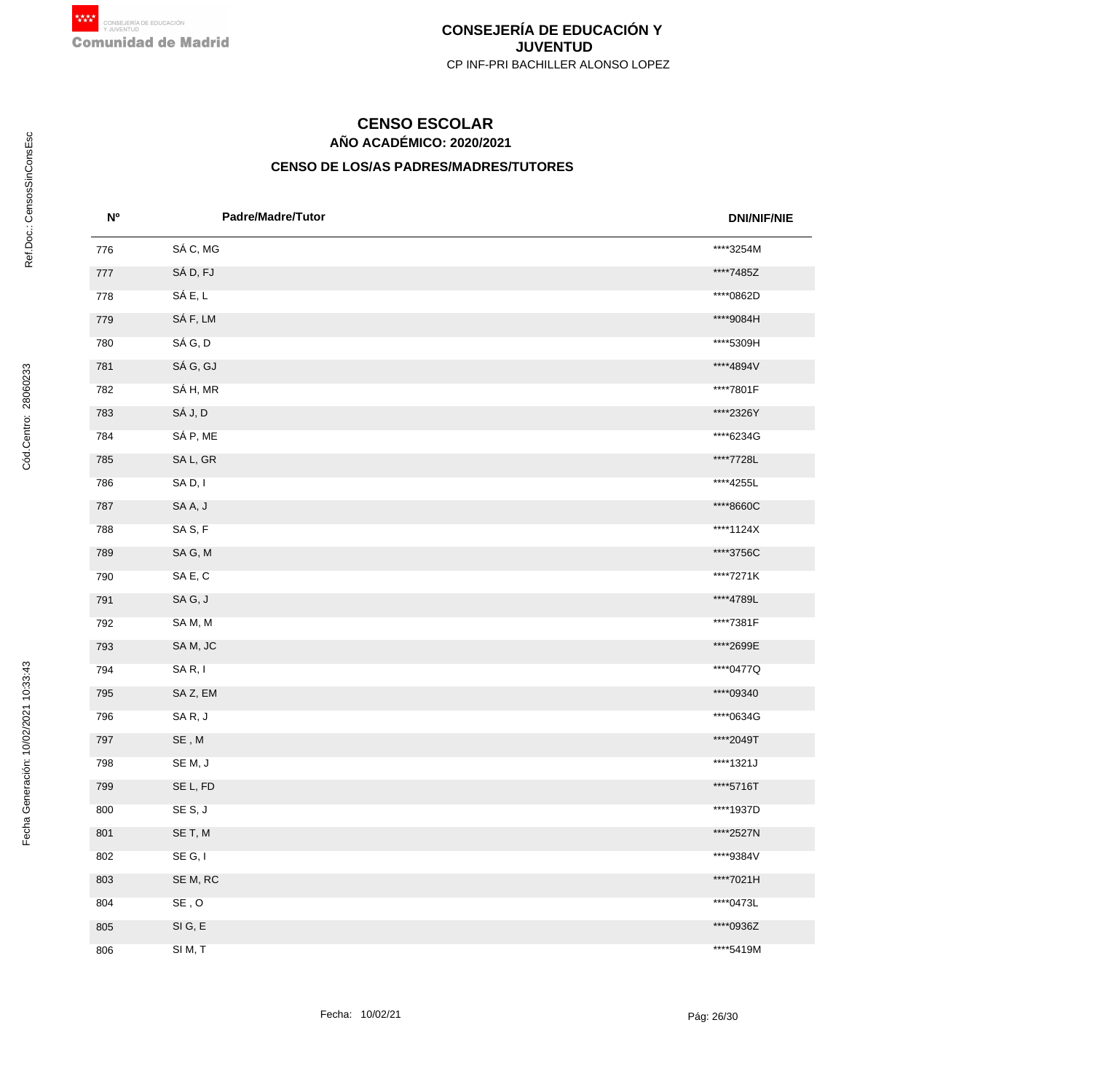# CONSEJERÍA DE EDUCACIÓN Y JUVENTUD

CP INF-PRI BACHILLER ALONSO LOPEZ

## CENSO ESCOLAR

### AÑO ACADÉMICO: 2020/2021

### CENSO DE LOS/AS PADRES/MADRES/TUTORES

| Nº | Padre/Madre/Tutor | DNI/NIF/NIE |
|---|---|---|
| 776 | SÁ C, MG | ****3254M |
| 777 | SÁ D, FJ | ****7485Z |
| 778 | SÁ E, L | ****0862D |
| 779 | SÁ F, LM | ****9084H |
| 780 | SÁ G, D | ****5309H |
| 781 | SÁ G, GJ | ****4894V |
| 782 | SÁ H, MR | ****7801F |
| 783 | SÁ J, D | ****2326Y |
| 784 | SÁ P, ME | ****6234G |
| 785 | SA L, GR | ****7728L |
| 786 | SA D, I | ****4255L |
| 787 | SA A, J | ****8660C |
| 788 | SA S, F | ****1124X |
| 789 | SA G, M | ****3756C |
| 790 | SA E, C | ****7271K |
| 791 | SA G, J | ****4789L |
| 792 | SA M, M | ****7381F |
| 793 | SA M, JC | ****2699E |
| 794 | SA R, I | ****0477Q |
| 795 | SA Z, EM | ****09340 |
| 796 | SA R, J | ****0634G |
| 797 | SE , M | ****2049T |
| 798 | SE M, J | ****1321J |
| 799 | SE L, FD | ****5716T |
| 800 | SE S, J | ****1937D |
| 801 | SE T, M | ****2527N |
| 802 | SE G, I | ****9384V |
| 803 | SE M, RC | ****7021H |
| 804 | SE , O | ****0473L |
| 805 | SI G, E | ****0936Z |
| 806 | SI M, T | ****5419M |

Fecha: 10/02/21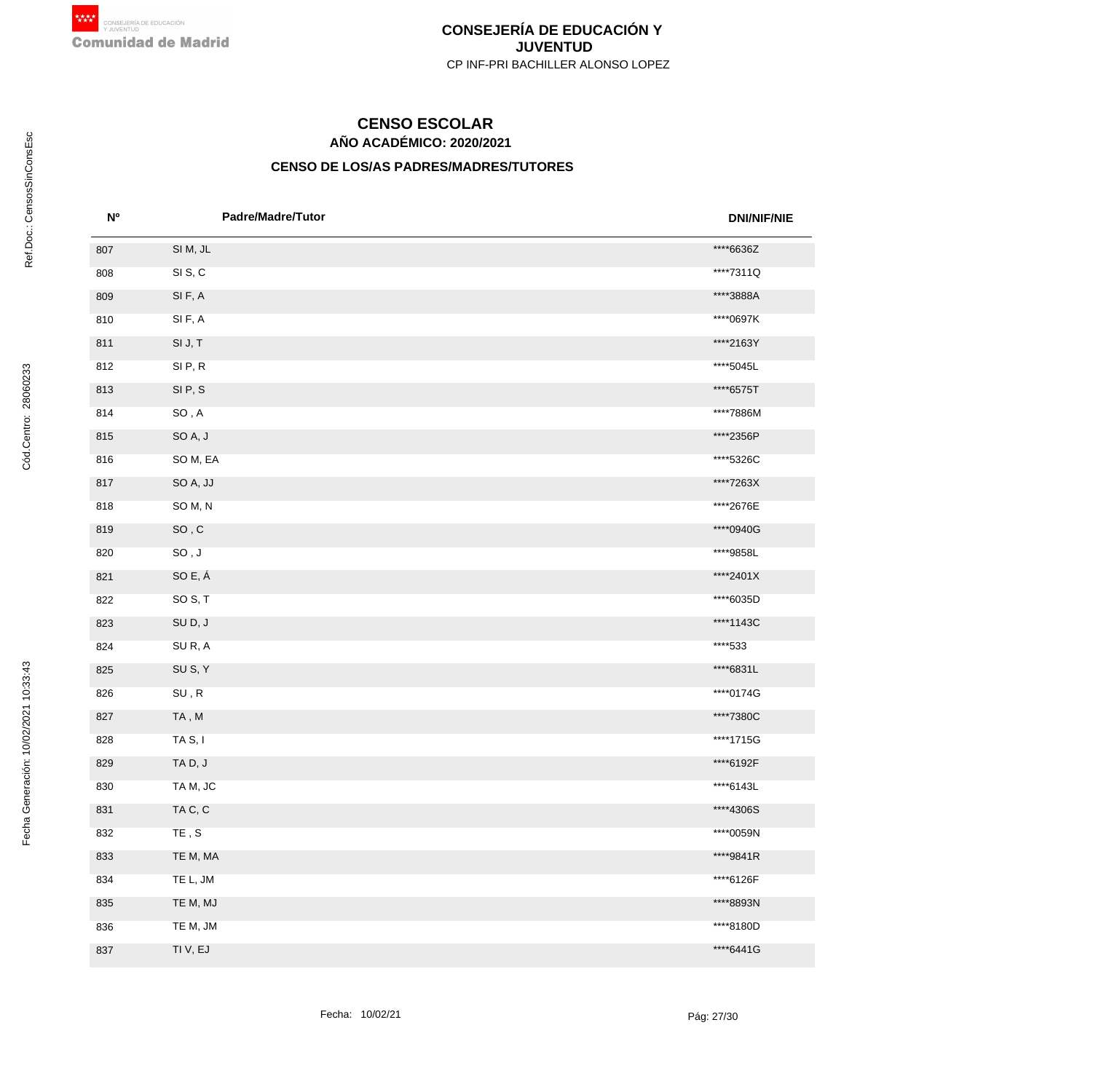# CONSEJERÍA DE EDUCACIÓN Y JUVENTUD

CP INF-PRI BACHILLER ALONSO LOPEZ

## CENSO ESCOLAR

### AÑO ACADÉMICO: 2020/2021

### CENSO DE LOS/AS PADRES/MADRES/TUTORES

| Nº | Padre/Madre/Tutor | DNI/NIF/NIE |
|---|---|---|
| 807 | SI M, JL | ****6636Z |
| 808 | SI S, C | ****7311Q |
| 809 | SI F, A | ****3888A |
| 810 | SI F, A | ****0697K |
| 811 | SI J, T | ****2163Y |
| 812 | SI P, R | ****5045L |
| 813 | SI P, S | ****6575T |
| 814 | SO , A | ****7886M |
| 815 | SO A, J | ****2356P |
| 816 | SO M, EA | ****5326C |
| 817 | SO A, JJ | ****7263X |
| 818 | SO M, N | ****2676E |
| 819 | SO , C | ****0940G |
| 820 | SO , J | ****9858L |
| 821 | SO E, Á | ****2401X |
| 822 | SO S, T | ****6035D |
| 823 | SU D, J | ****1143C |
| 824 | SU R, A | ****533 |
| 825 | SU S, Y | ****6831L |
| 826 | SU , R | ****0174G |
| 827 | TA , M | ****7380C |
| 828 | TA S, I | ****1715G |
| 829 | TA D, J | ****6192F |
| 830 | TA M, JC | ****6143L |
| 831 | TA C, C | ****4306S |
| 832 | TE , S | ****0059N |
| 833 | TE M, MA | ****9841R |
| 834 | TE L, JM | ****6126F |
| 835 | TE M, MJ | ****8893N |
| 836 | TE M, JM | ****8180D |
| 837 | TI V, EJ | ****6441G |

Fecha: 10/02/21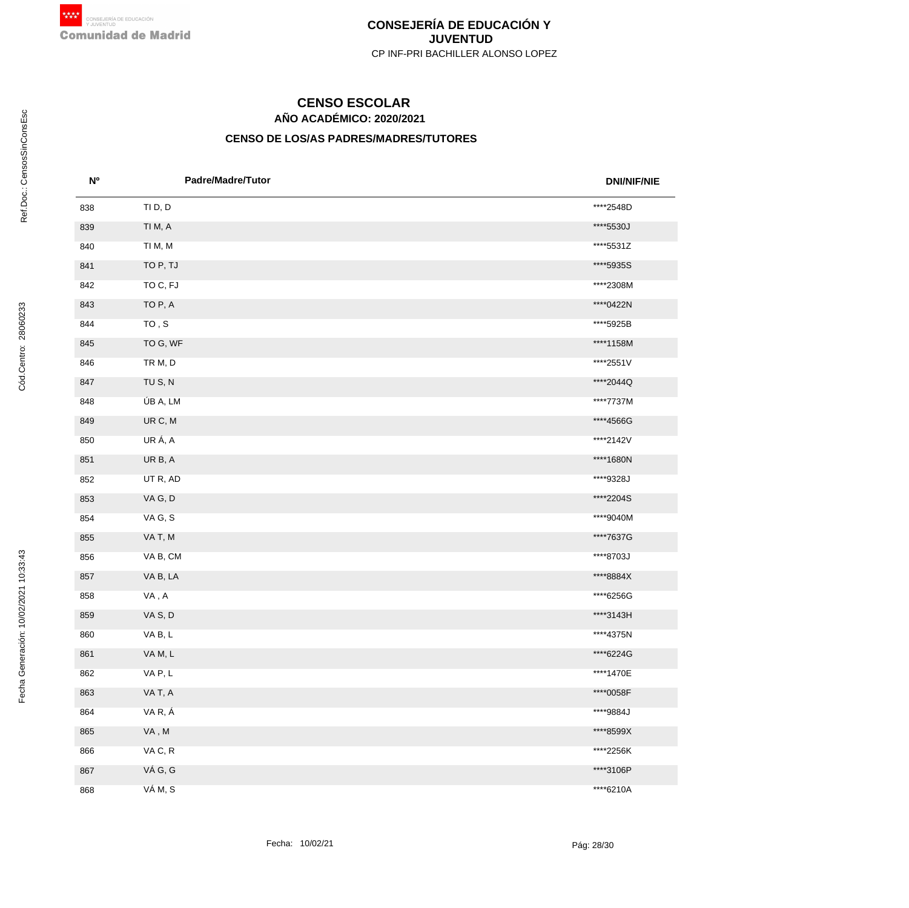**CONSEJERÍA DE EDUCACIÓN Y JUVENTUD**

CP INF-PRI BACHILLER ALONSO LOPEZ

# CENSO ESCOLAR

## AÑO ACADÉMICO: 2020/2021

### CENSO DE LOS/AS PADRES/MADRES/TUTORES

| Nº | Padre/Madre/Tutor | DNI/NIF/NIE |
|---|---|---|
| 838 | TI D, D | ****2548D |
| 839 | TI M, A | ****5530J |
| 840 | TI M, M | ****5531Z |
| 841 | TO P, TJ | ****5935S |
| 842 | TO C, FJ | ****2308M |
| 843 | TO P, A | ****0422N |
| 844 | TO , S | ****5925B |
| 845 | TO G, WF | ****1158M |
| 846 | TR M, D | ****2551V |
| 847 | TU S, N | ****2044Q |
| 848 | ÚB A, LM | ****7737M |
| 849 | UR C, M | ****4566G |
| 850 | UR Á, A | ****2142V |
| 851 | UR B, A | ****1680N |
| 852 | UT R, AD | ****9328J |
| 853 | VA G, D | ****2204S |
| 854 | VA G, S | ****9040M |
| 855 | VA T, M | ****7637G |
| 856 | VA B, CM | ****8703J |
| 857 | VA B, LA | ****8884X |
| 858 | VA , A | ****6256G |
| 859 | VA S, D | ****3143H |
| 860 | VA B, L | ****4375N |
| 861 | VA M, L | ****6224G |
| 862 | VA P, L | ****1470E |
| 863 | VA T, A | ****0058F |
| 864 | VA R, Á | ****9884J |
| 865 | VA , M | ****8599X |
| 866 | VA C, R | ****2256K |
| 867 | VÁ G, G | ****3106P |
| 868 | VÁ M, S | ****6210A |

Fecha: 10/02/21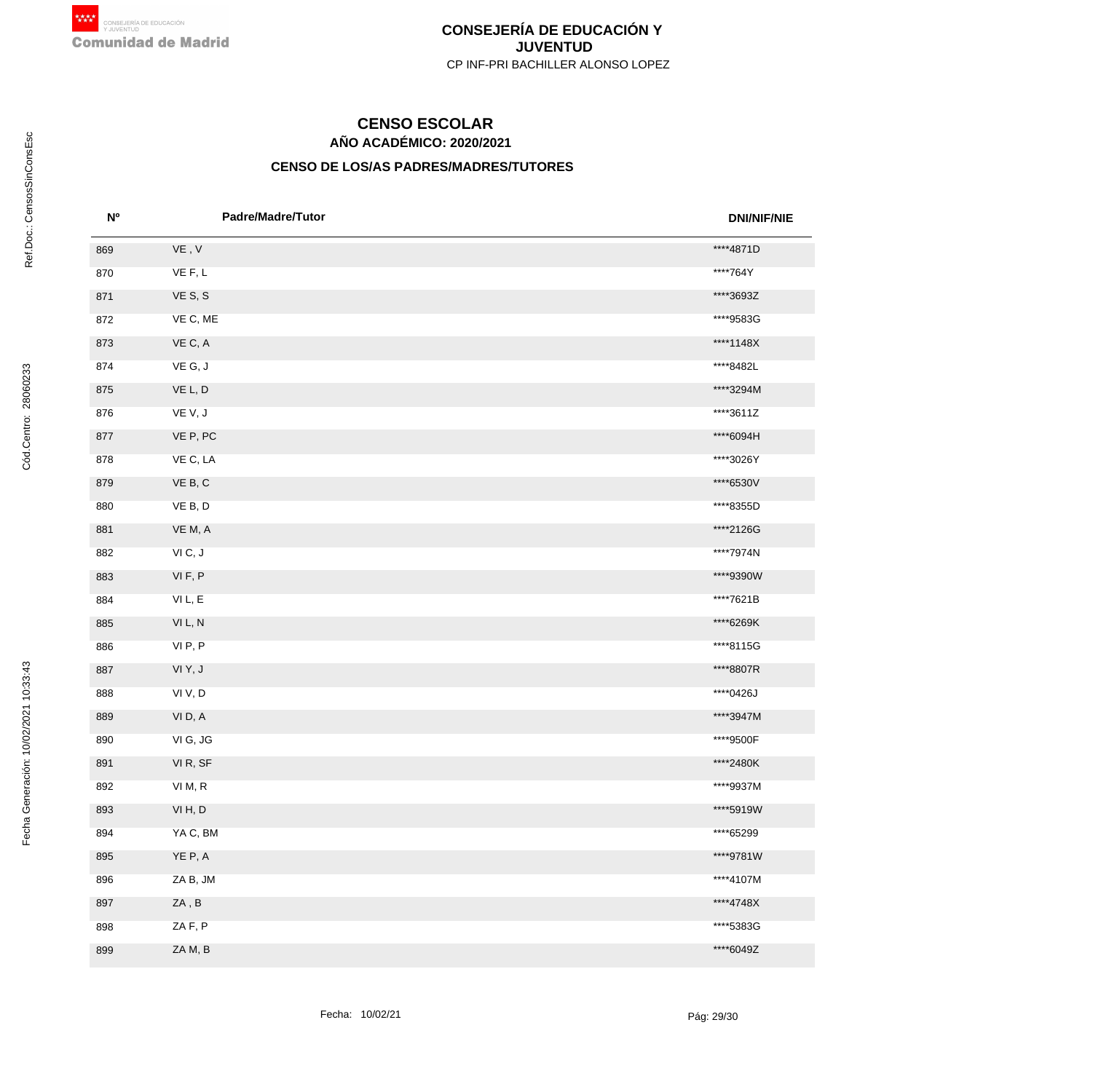# CONSEJERÍA DE EDUCACIÓN Y JUVENTUD

CP INF-PRI BACHILLER ALONSO LOPEZ

## CENSO ESCOLAR

### AÑO ACADÉMICO: 2020/2021

### CENSO DE LOS/AS PADRES/MADRES/TUTORES

| Nº | Padre/Madre/Tutor | DNI/NIF/NIE |
|---|---|---|
| 869 | VE , V | ****4871D |
| 870 | VE F, L | ****764Y |
| 871 | VE S, S | ****3693Z |
| 872 | VE C, ME | ****9583G |
| 873 | VE C, A | ****1148X |
| 874 | VE G, J | ****8482L |
| 875 | VE L, D | ****3294M |
| 876 | VE V, J | ****3611Z |
| 877 | VE P, PC | ****6094H |
| 878 | VE C, LA | ****3026Y |
| 879 | VE B, C | ****6530V |
| 880 | VE B, D | ****8355D |
| 881 | VE M, A | ****2126G |
| 882 | VI C, J | ****7974N |
| 883 | VI F, P | ****9390W |
| 884 | VI L, E | ****7621B |
| 885 | VI L, N | ****6269K |
| 886 | VI P, P | ****8115G |
| 887 | VI Y, J | ****8807R |
| 888 | VI V, D | ****0426J |
| 889 | VI D, A | ****3947M |
| 890 | VI G, JG | ****9500F |
| 891 | VI R, SF | ****2480K |
| 892 | VI M, R | ****9937M |
| 893 | VI H, D | ****5919W |
| 894 | YA C, BM | ****65299 |
| 895 | YE P, A | ****9781W |
| 896 | ZA B, JM | ****4107M |
| 897 | ZA , B | ****4748X |
| 898 | ZA F, P | ****5383G |
| 899 | ZA M, B | ****6049Z |

Fecha: 10/02/21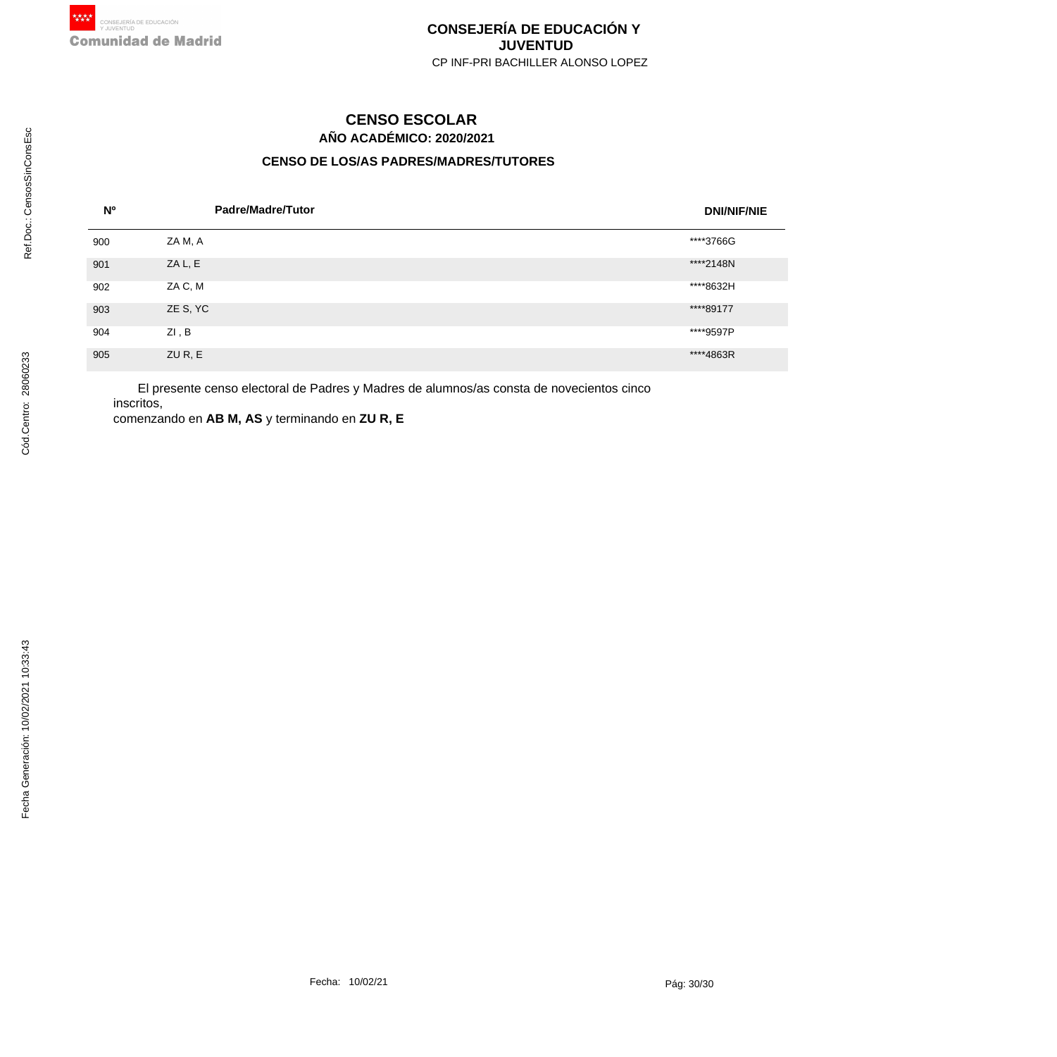CONSEJERÍA DE EDUCACIÓN Y JUVENTUD

Comunidad de Madrid

**CONSEJERÍA DE EDUCACIÓN Y JUVENTUD**

CP INF-PRI BACHILLER ALONSO LOPEZ

Ref.Doc.: CensosSinConsEsc

Cód.Centro: 28060233

Fecha Generación: 10/02/2021 10:33:43

# CENSO ESCOLAR

## AÑO ACADÉMICO: 2020/2021

### CENSO DE LOS/AS PADRES/MADRES/TUTORES

| Nº | Padre/Madre/Tutor | DNI/NIF/NIE |
|---|---|---|
| 900 | ZA M, A | ****3766G |
| 901 | ZA L, E | ****2148N |
| 902 | ZA C, M | ****8632H |
| 903 | ZE S, YC | ****89177 |
| 904 | ZI , B | ****9597P |
| 905 | ZU R, E | ****4863R |

El presente censo electoral de Padres y Madres de alumnos/as consta de novecientos cinco inscritos,
comenzando en **AB M, AS** y terminando en **ZU R, E**

Fecha: 10/02/21